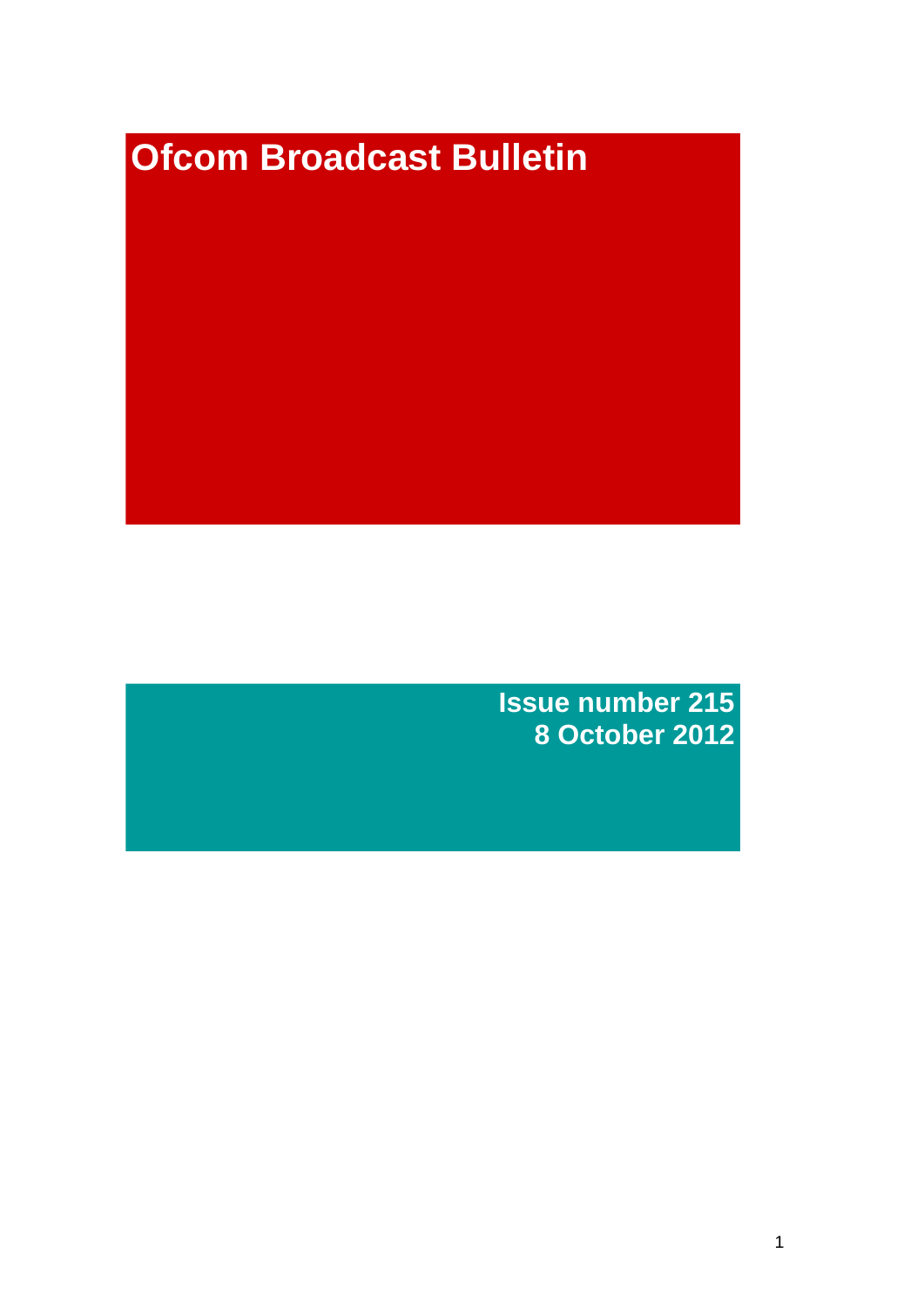# Ofcom Broadcast Bulletin

**Issue number 215**
**8 October 2012**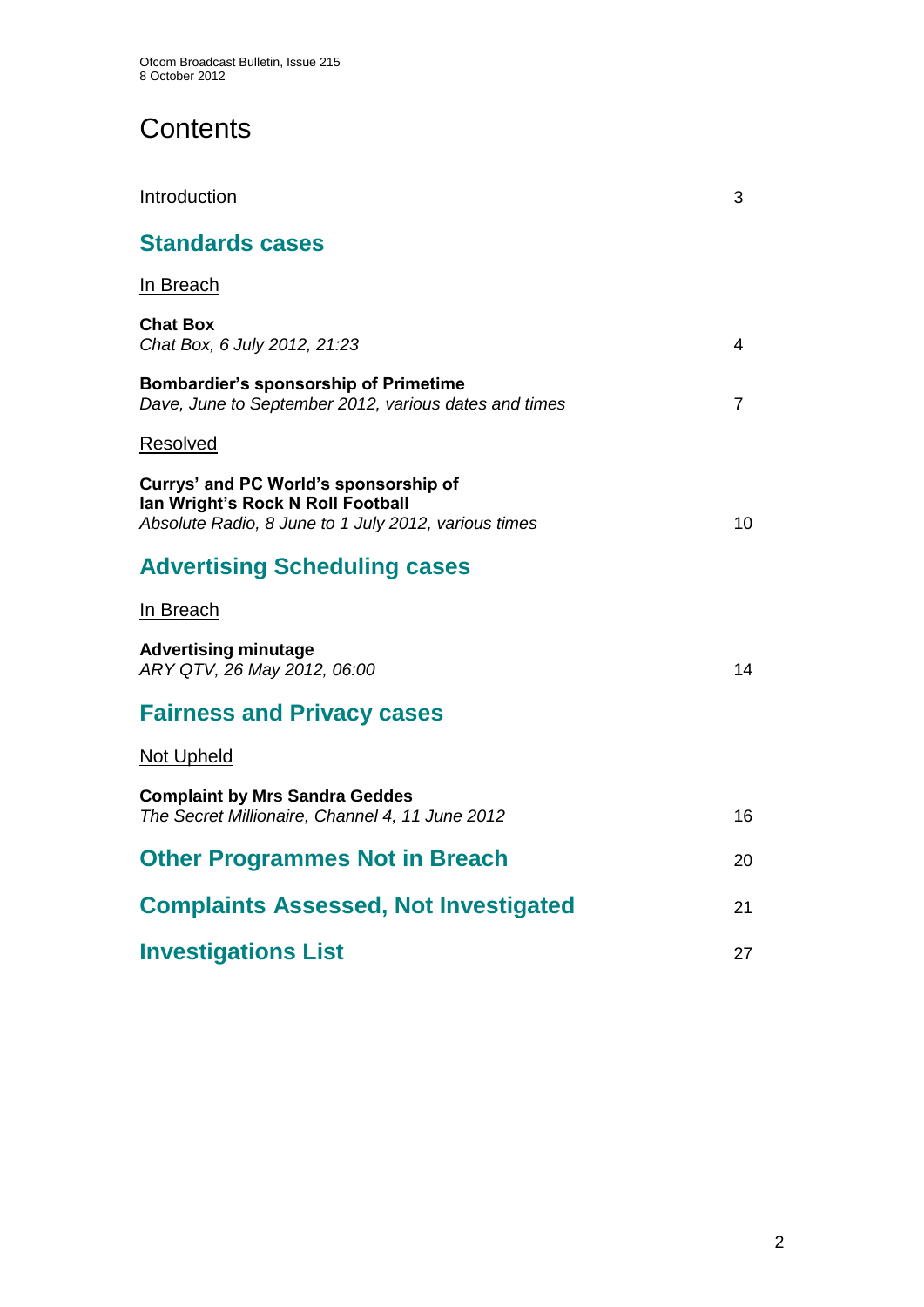# Contents

Introduction 3

## Standards cases

In Breach

**Chat Box**
*Chat Box, 6 July 2012, 21:23* 4

**Bombardier's sponsorship of Primetime**
*Dave, June to September 2012, various dates and times* 7

Resolved

**Currys' and PC World's sponsorship of Ian Wright's Rock N Roll Football**
*Absolute Radio, 8 June to 1 July 2012, various times* 10

## Advertising Scheduling cases

In Breach

**Advertising minutage**
*ARY QTV, 26 May 2012, 06:00* 14

## Fairness and Privacy cases

Not Upheld

**Complaint by Mrs Sandra Geddes**
*The Secret Millionaire, Channel 4, 11 June 2012* 16

## Other Programmes Not in Breach 20

## Complaints Assessed, Not Investigated 21

## Investigations List 27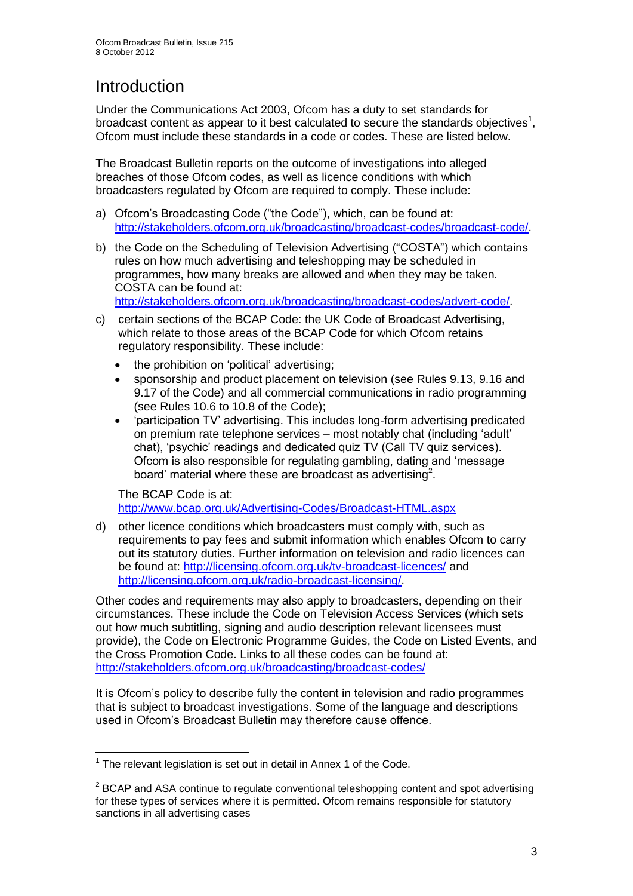# Introduction

Under the Communications Act 2003, Ofcom has a duty to set standards for broadcast content as appear to it best calculated to secure the standards objectives[1], Ofcom must include these standards in a code or codes. These are listed below.

The Broadcast Bulletin reports on the outcome of investigations into alleged breaches of those Ofcom codes, as well as licence conditions with which broadcasters regulated by Ofcom are required to comply. These include:

a) Ofcom's Broadcasting Code ("the Code"), which, can be found at: http://stakeholders.ofcom.org.uk/broadcasting/broadcast-codes/broadcast-code/.

b) the Code on the Scheduling of Television Advertising ("COSTA") which contains rules on how much advertising and teleshopping may be scheduled in programmes, how many breaks are allowed and when they may be taken. COSTA can be found at: http://stakeholders.ofcom.org.uk/broadcasting/broadcast-codes/advert-code/.

c) certain sections of the BCAP Code: the UK Code of Broadcast Advertising, which relate to those areas of the BCAP Code for which Ofcom retains regulatory responsibility. These include:
   - the prohibition on 'political' advertising;
   - sponsorship and product placement on television (see Rules 9.13, 9.16 and 9.17 of the Code) and all commercial communications in radio programming (see Rules 10.6 to 10.8 of the Code);
   - 'participation TV' advertising. This includes long-form advertising predicated on premium rate telephone services – most notably chat (including 'adult' chat), 'psychic' readings and dedicated quiz TV (Call TV quiz services). Ofcom is also responsible for regulating gambling, dating and 'message board' material where these are broadcast as advertising[2].

   The BCAP Code is at: http://www.bcap.org.uk/Advertising-Codes/Broadcast-HTML.aspx

d) other licence conditions which broadcasters must comply with, such as requirements to pay fees and submit information which enables Ofcom to carry out its statutory duties. Further information on television and radio licences can be found at: http://licensing.ofcom.org.uk/tv-broadcast-licences/ and http://licensing.ofcom.org.uk/radio-broadcast-licensing/.

Other codes and requirements may also apply to broadcasters, depending on their circumstances. These include the Code on Television Access Services (which sets out how much subtitling, signing and audio description relevant licensees must provide), the Code on Electronic Programme Guides, the Code on Listed Events, and the Cross Promotion Code. Links to all these codes can be found at: http://stakeholders.ofcom.org.uk/broadcasting/broadcast-codes/

It is Ofcom's policy to describe fully the content in television and radio programmes that is subject to broadcast investigations. Some of the language and descriptions used in Ofcom's Broadcast Bulletin may therefore cause offence.

---

[1] The relevant legislation is set out in detail in Annex 1 of the Code.

[2] BCAP and ASA continue to regulate conventional teleshopping content and spot advertising for these types of services where it is permitted. Ofcom remains responsible for statutory sanctions in all advertising cases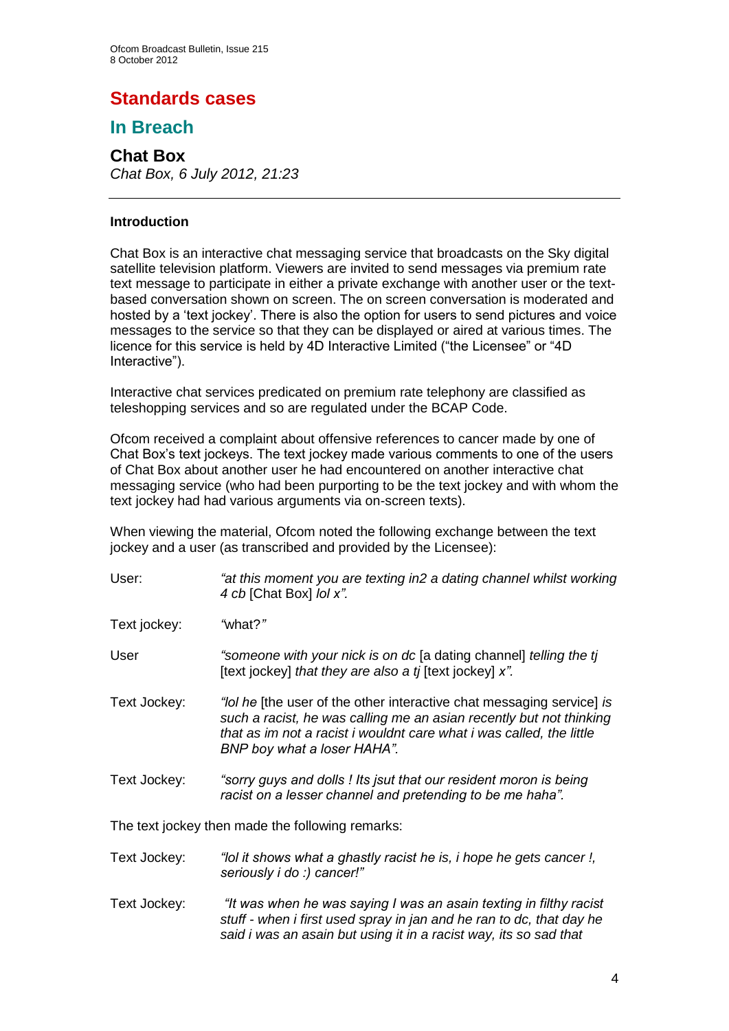# Standards cases

## In Breach

### Chat Box

*Chat Box, 6 July 2012, 21:23*

---

**Introduction**

Chat Box is an interactive chat messaging service that broadcasts on the Sky digital satellite television platform. Viewers are invited to send messages via premium rate text message to participate in either a private exchange with another user or the text-based conversation shown on screen. The on screen conversation is moderated and hosted by a 'text jockey'. There is also the option for users to send pictures and voice messages to the service so that they can be displayed or aired at various times. The licence for this service is held by 4D Interactive Limited ("the Licensee" or "4D Interactive").

Interactive chat services predicated on premium rate telephony are classified as teleshopping services and so are regulated under the BCAP Code.

Ofcom received a complaint about offensive references to cancer made by one of Chat Box's text jockeys. The text jockey made various comments to one of the users of Chat Box about another user he had encountered on another interactive chat messaging service (who had been purporting to be the text jockey and with whom the text jockey had had various arguments via on-screen texts).

When viewing the material, Ofcom noted the following exchange between the text jockey and a user (as transcribed and provided by the Licensee):

User: *"at this moment you are texting in2 a dating channel whilst working 4 cb* [Chat Box] *lol x".*

Text jockey: *"what?"*

User *"someone with your nick is on dc* [a dating channel] *telling the tj* [text jockey] *that they are also a tj* [text jockey] *x".*

Text Jockey: *"lol he* [the user of the other interactive chat messaging service] *is such a racist, he was calling me an asian recently but not thinking that as im not a racist i wouldnt care what i was called, the little BNP boy what a loser HAHA".*

Text Jockey: *"sorry guys and dolls ! Its jsut that our resident moron is being racist on a lesser channel and pretending to be me haha".*

The text jockey then made the following remarks:

Text Jockey: *"lol it shows what a ghastly racist he is, i hope he gets cancer !, seriously i do :) cancer!"*

Text Jockey: *"It was when he was saying I was an asain texting in filthy racist stuff - when i first used spray in jan and he ran to dc, that day he said i was an asain but using it in a racist way, its so sad that*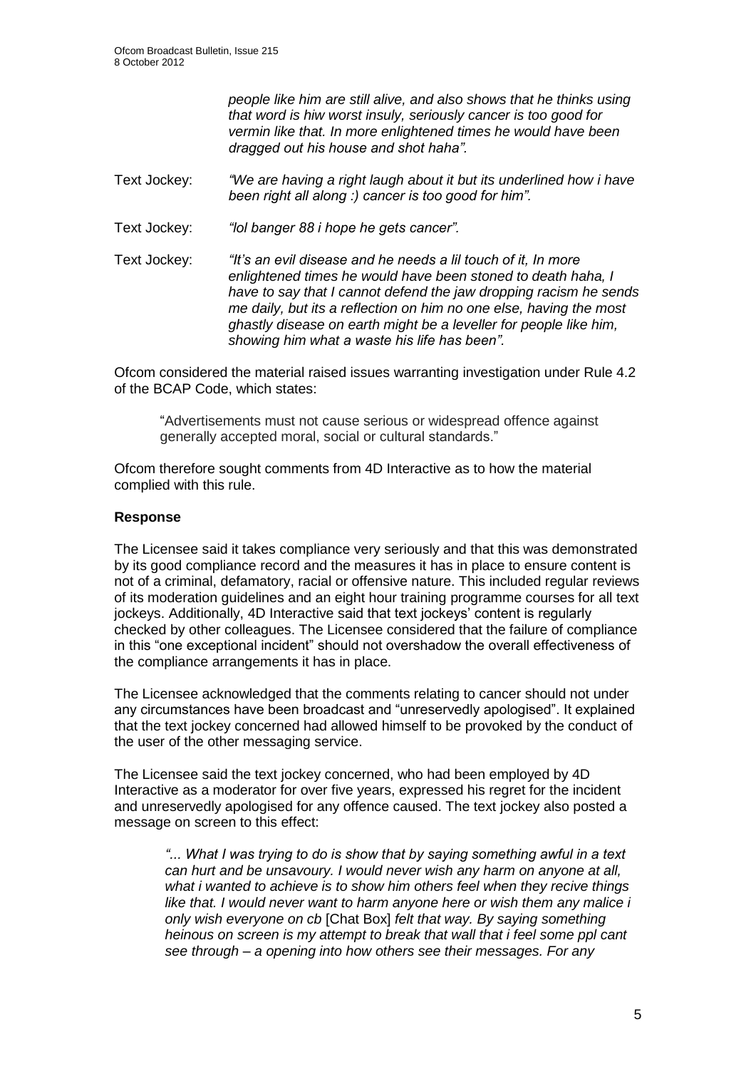*people like him are still alive, and also shows that he thinks using that word is hiw worst insuly, seriously cancer is too good for vermin like that. In more enlightened times he would have been dragged out his house and shot haha".*

Text Jockey: *"We are having a right laugh about it but its underlined how i have been right all along :) cancer is too good for him".*

Text Jockey: *"lol banger 88 i hope he gets cancer".*

Text Jockey: *"It's an evil disease and he needs a lil touch of it, In more enlightened times he would have been stoned to death haha, I have to say that I cannot defend the jaw dropping racism he sends me daily, but its a reflection on him no one else, having the most ghastly disease on earth might be a leveller for people like him, showing him what a waste his life has been".*

Ofcom considered the material raised issues warranting investigation under Rule 4.2 of the BCAP Code, which states:

> "Advertisements must not cause serious or widespread offence against generally accepted moral, social or cultural standards."

Ofcom therefore sought comments from 4D Interactive as to how the material complied with this rule.

**Response**

The Licensee said it takes compliance very seriously and that this was demonstrated by its good compliance record and the measures it has in place to ensure content is not of a criminal, defamatory, racial or offensive nature. This included regular reviews of its moderation guidelines and an eight hour training programme courses for all text jockeys. Additionally, 4D Interactive said that text jockeys' content is regularly checked by other colleagues. The Licensee considered that the failure of compliance in this "one exceptional incident" should not overshadow the overall effectiveness of the compliance arrangements it has in place.

The Licensee acknowledged that the comments relating to cancer should not under any circumstances have been broadcast and "unreservedly apologised". It explained that the text jockey concerned had allowed himself to be provoked by the conduct of the user of the other messaging service.

The Licensee said the text jockey concerned, who had been employed by 4D Interactive as a moderator for over five years, expressed his regret for the incident and unreservedly apologised for any offence caused. The text jockey also posted a message on screen to this effect:

> *"... What I was trying to do is show that by saying something awful in a text can hurt and be unsavoury. I would never wish any harm on anyone at all, what i wanted to achieve is to show him others feel when they recive things like that. I would never want to harm anyone here or wish them any malice i only wish everyone on cb* [Chat Box] *felt that way. By saying something heinous on screen is my attempt to break that wall that i feel some ppl cant see through – a opening into how others see their messages. For any*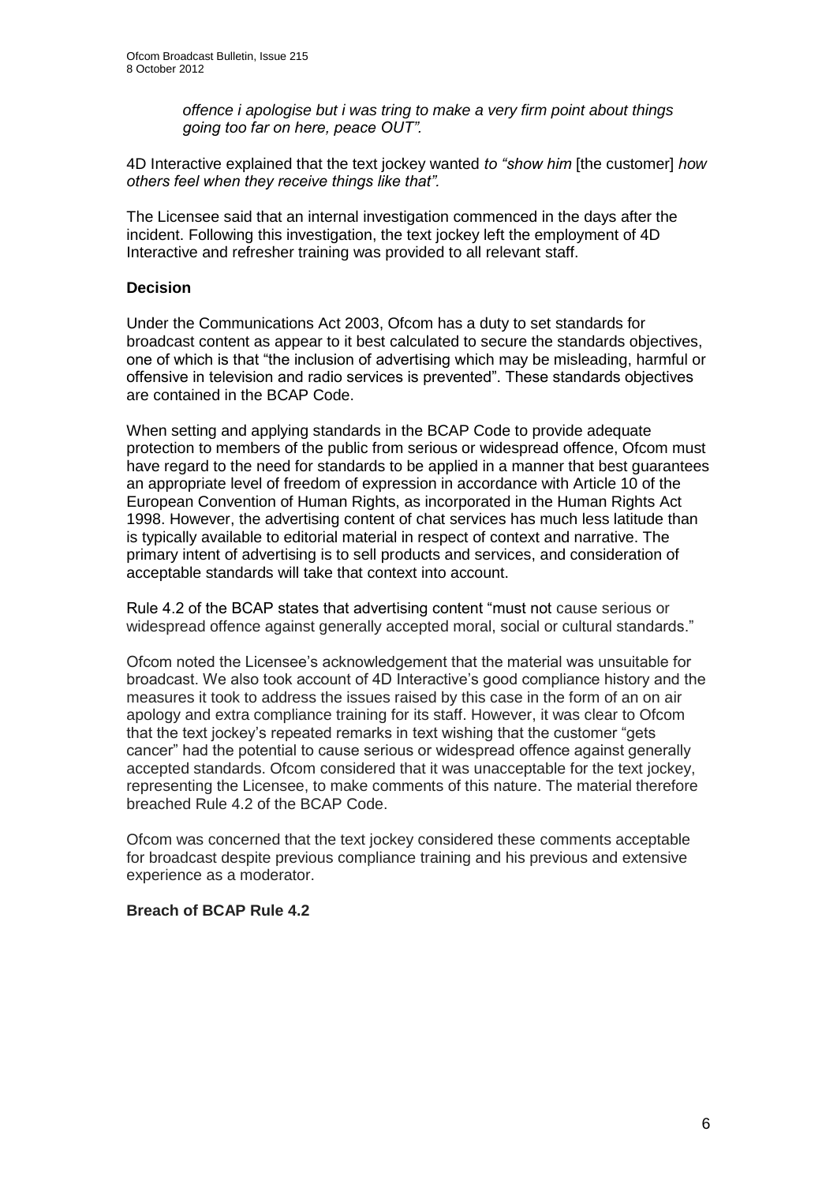*offence i apologise but i was tring to make a very firm point about things going too far on here, peace OUT".*

4D Interactive explained that the text jockey wanted *to "show him* [the customer] *how others feel when they receive things like that".*

The Licensee said that an internal investigation commenced in the days after the incident. Following this investigation, the text jockey left the employment of 4D Interactive and refresher training was provided to all relevant staff.

**Decision**

Under the Communications Act 2003, Ofcom has a duty to set standards for broadcast content as appear to it best calculated to secure the standards objectives, one of which is that "the inclusion of advertising which may be misleading, harmful or offensive in television and radio services is prevented". These standards objectives are contained in the BCAP Code.

When setting and applying standards in the BCAP Code to provide adequate protection to members of the public from serious or widespread offence, Ofcom must have regard to the need for standards to be applied in a manner that best guarantees an appropriate level of freedom of expression in accordance with Article 10 of the European Convention of Human Rights, as incorporated in the Human Rights Act 1998. However, the advertising content of chat services has much less latitude than is typically available to editorial material in respect of context and narrative. The primary intent of advertising is to sell products and services, and consideration of acceptable standards will take that context into account.

Rule 4.2 of the BCAP states that advertising content "must not cause serious or widespread offence against generally accepted moral, social or cultural standards."

Ofcom noted the Licensee's acknowledgement that the material was unsuitable for broadcast. We also took account of 4D Interactive's good compliance history and the measures it took to address the issues raised by this case in the form of an on air apology and extra compliance training for its staff. However, it was clear to Ofcom that the text jockey's repeated remarks in text wishing that the customer "gets cancer" had the potential to cause serious or widespread offence against generally accepted standards. Ofcom considered that it was unacceptable for the text jockey, representing the Licensee, to make comments of this nature. The material therefore breached Rule 4.2 of the BCAP Code.

Ofcom was concerned that the text jockey considered these comments acceptable for broadcast despite previous compliance training and his previous and extensive experience as a moderator.

**Breach of BCAP Rule 4.2**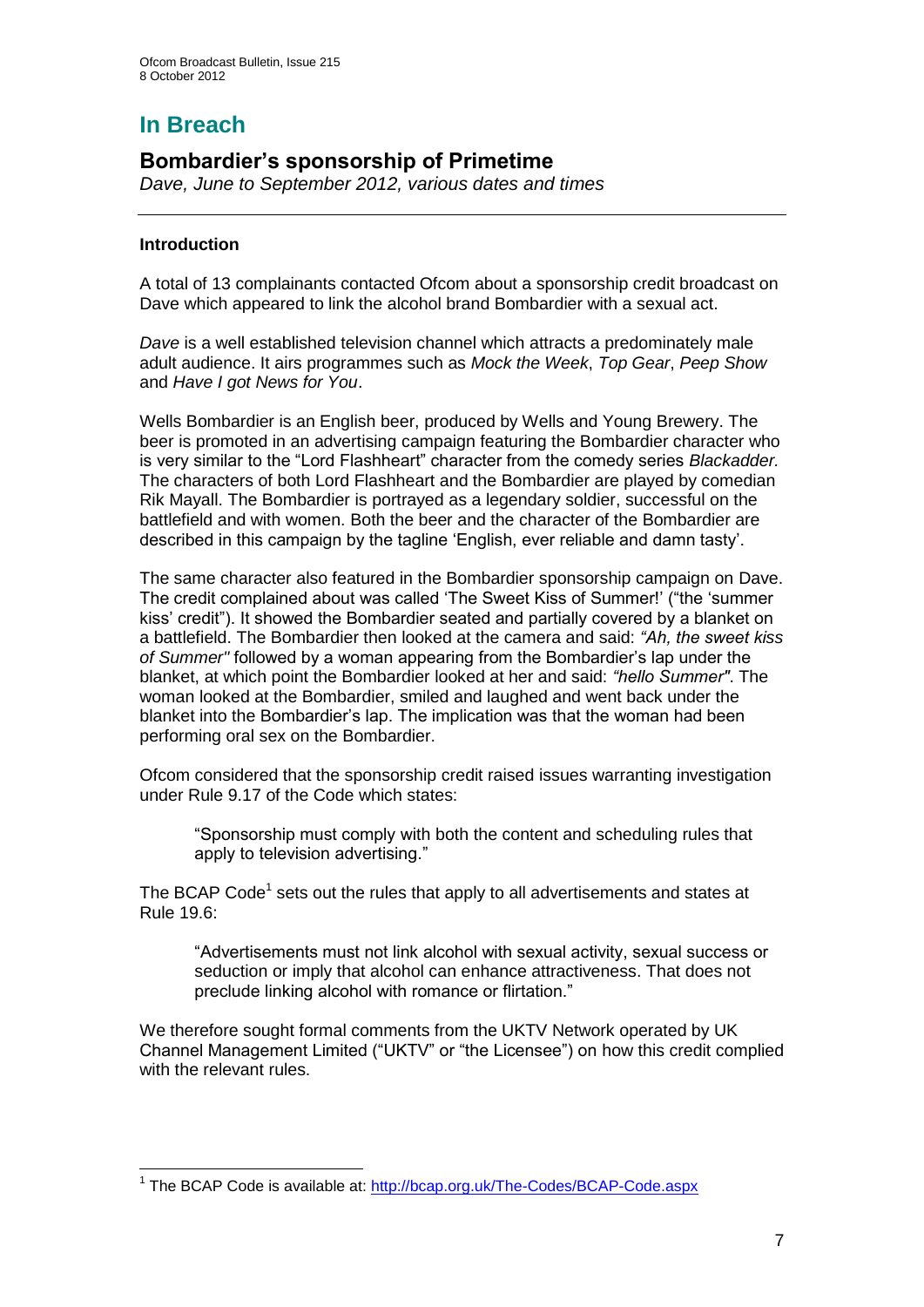# In Breach

## Bombardier's sponsorship of Primetime

*Dave, June to September 2012, various dates and times*

---

### Introduction

A total of 13 complainants contacted Ofcom about a sponsorship credit broadcast on Dave which appeared to link the alcohol brand Bombardier with a sexual act.

*Dave* is a well established television channel which attracts a predominately male adult audience. It airs programmes such as *Mock the Week*, *Top Gear*, *Peep Show* and *Have I got News for You*.

Wells Bombardier is an English beer, produced by Wells and Young Brewery. The beer is promoted in an advertising campaign featuring the Bombardier character who is very similar to the "Lord Flashheart" character from the comedy series *Blackadder.* The characters of both Lord Flashheart and the Bombardier are played by comedian Rik Mayall. The Bombardier is portrayed as a legendary soldier, successful on the battlefield and with women. Both the beer and the character of the Bombardier are described in this campaign by the tagline 'English, ever reliable and damn tasty'.

The same character also featured in the Bombardier sponsorship campaign on Dave. The credit complained about was called 'The Sweet Kiss of Summer!' ("the 'summer kiss' credit"). It showed the Bombardier seated and partially covered by a blanket on a battlefield. The Bombardier then looked at the camera and said: *"Ah, the sweet kiss of Summer"* followed by a woman appearing from the Bombardier's lap under the blanket, at which point the Bombardier looked at her and said: *"hello Summer"*. The woman looked at the Bombardier, smiled and laughed and went back under the blanket into the Bombardier's lap. The implication was that the woman had been performing oral sex on the Bombardier.

Ofcom considered that the sponsorship credit raised issues warranting investigation under Rule 9.17 of the Code which states:

> "Sponsorship must comply with both the content and scheduling rules that apply to television advertising."

The BCAP Code[1] sets out the rules that apply to all advertisements and states at Rule 19.6:

> "Advertisements must not link alcohol with sexual activity, sexual success or seduction or imply that alcohol can enhance attractiveness. That does not preclude linking alcohol with romance or flirtation."

We therefore sought formal comments from the UKTV Network operated by UK Channel Management Limited ("UKTV" or "the Licensee") on how this credit complied with the relevant rules.

---

[1] The BCAP Code is available at: http://bcap.org.uk/The-Codes/BCAP-Code.aspx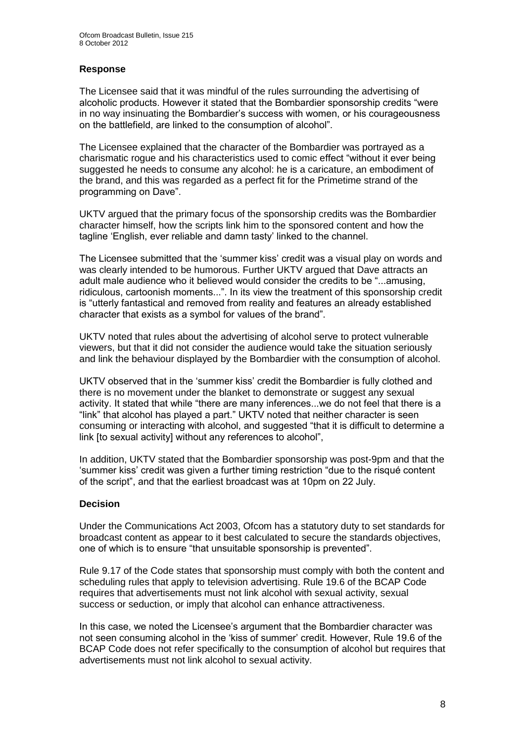### Response

The Licensee said that it was mindful of the rules surrounding the advertising of alcoholic products. However it stated that the Bombardier sponsorship credits "were in no way insinuating the Bombardier's success with women, or his courageousness on the battlefield, are linked to the consumption of alcohol".

The Licensee explained that the character of the Bombardier was portrayed as a charismatic rogue and his characteristics used to comic effect "without it ever being suggested he needs to consume any alcohol: he is a caricature, an embodiment of the brand, and this was regarded as a perfect fit for the Primetime strand of the programming on Dave".

UKTV argued that the primary focus of the sponsorship credits was the Bombardier character himself, how the scripts link him to the sponsored content and how the tagline 'English, ever reliable and damn tasty' linked to the channel.

The Licensee submitted that the 'summer kiss' credit was a visual play on words and was clearly intended to be humorous. Further UKTV argued that Dave attracts an adult male audience who it believed would consider the credits to be "...amusing, ridiculous, cartoonish moments...". In its view the treatment of this sponsorship credit is "utterly fantastical and removed from reality and features an already established character that exists as a symbol for values of the brand".

UKTV noted that rules about the advertising of alcohol serve to protect vulnerable viewers, but that it did not consider the audience would take the situation seriously and link the behaviour displayed by the Bombardier with the consumption of alcohol.

UKTV observed that in the 'summer kiss' credit the Bombardier is fully clothed and there is no movement under the blanket to demonstrate or suggest any sexual activity. It stated that while "there are many inferences...we do not feel that there is a "link" that alcohol has played a part." UKTV noted that neither character is seen consuming or interacting with alcohol, and suggested "that it is difficult to determine a link [to sexual activity] without any references to alcohol",

In addition, UKTV stated that the Bombardier sponsorship was post-9pm and that the 'summer kiss' credit was given a further timing restriction "due to the risqué content of the script", and that the earliest broadcast was at 10pm on 22 July.

### Decision

Under the Communications Act 2003, Ofcom has a statutory duty to set standards for broadcast content as appear to it best calculated to secure the standards objectives, one of which is to ensure "that unsuitable sponsorship is prevented".

Rule 9.17 of the Code states that sponsorship must comply with both the content and scheduling rules that apply to television advertising. Rule 19.6 of the BCAP Code requires that advertisements must not link alcohol with sexual activity, sexual success or seduction, or imply that alcohol can enhance attractiveness.

In this case, we noted the Licensee's argument that the Bombardier character was not seen consuming alcohol in the 'kiss of summer' credit. However, Rule 19.6 of the BCAP Code does not refer specifically to the consumption of alcohol but requires that advertisements must not link alcohol to sexual activity.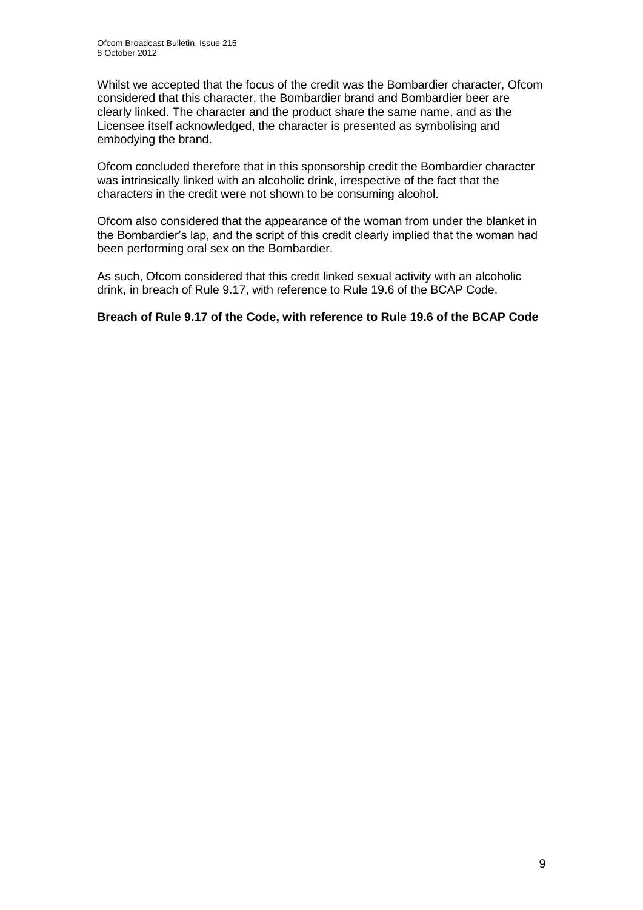Whilst we accepted that the focus of the credit was the Bombardier character, Ofcom considered that this character, the Bombardier brand and Bombardier beer are clearly linked. The character and the product share the same name, and as the Licensee itself acknowledged, the character is presented as symbolising and embodying the brand.

Ofcom concluded therefore that in this sponsorship credit the Bombardier character was intrinsically linked with an alcoholic drink, irrespective of the fact that the characters in the credit were not shown to be consuming alcohol.

Ofcom also considered that the appearance of the woman from under the blanket in the Bombardier's lap, and the script of this credit clearly implied that the woman had been performing oral sex on the Bombardier.

As such, Ofcom considered that this credit linked sexual activity with an alcoholic drink, in breach of Rule 9.17, with reference to Rule 19.6 of the BCAP Code.

**Breach of Rule 9.17 of the Code, with reference to Rule 19.6 of the BCAP Code**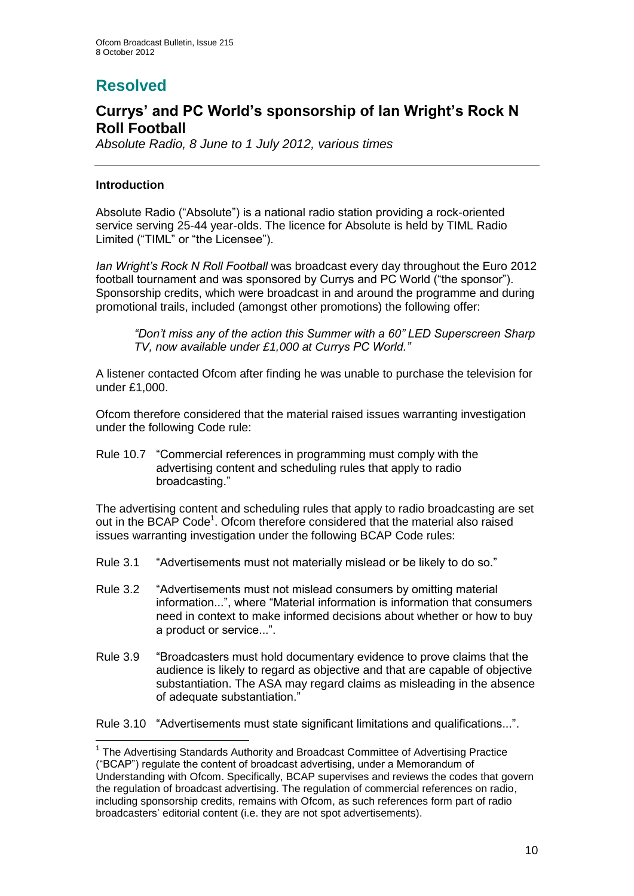# Resolved

## Currys' and PC World's sponsorship of Ian Wright's Rock N Roll Football

*Absolute Radio, 8 June to 1 July 2012, various times*

---

### Introduction

Absolute Radio ("Absolute") is a national radio station providing a rock-oriented service serving 25-44 year-olds. The licence for Absolute is held by TIML Radio Limited ("TIML" or "the Licensee").

*Ian Wright's Rock N Roll Football* was broadcast every day throughout the Euro 2012 football tournament and was sponsored by Currys and PC World ("the sponsor"). Sponsorship credits, which were broadcast in and around the programme and during promotional trails, included (amongst other promotions) the following offer:

> *"Don't miss any of the action this Summer with a 60" LED Superscreen Sharp TV, now available under £1,000 at Currys PC World."*

A listener contacted Ofcom after finding he was unable to purchase the television for under £1,000.

Ofcom therefore considered that the material raised issues warranting investigation under the following Code rule:

Rule 10.7 "Commercial references in programming must comply with the advertising content and scheduling rules that apply to radio broadcasting."

The advertising content and scheduling rules that apply to radio broadcasting are set out in the BCAP Code[1]. Ofcom therefore considered that the material also raised issues warranting investigation under the following BCAP Code rules:

Rule 3.1 "Advertisements must not materially mislead or be likely to do so."

Rule 3.2 "Advertisements must not mislead consumers by omitting material information...", where "Material information is information that consumers need in context to make informed decisions about whether or how to buy a product or service...".

Rule 3.9 "Broadcasters must hold documentary evidence to prove claims that the audience is likely to regard as objective and that are capable of objective substantiation. The ASA may regard claims as misleading in the absence of adequate substantiation."

Rule 3.10 "Advertisements must state significant limitations and qualifications...".

---

[1] The Advertising Standards Authority and Broadcast Committee of Advertising Practice ("BCAP") regulate the content of broadcast advertising, under a Memorandum of Understanding with Ofcom. Specifically, BCAP supervises and reviews the codes that govern the regulation of broadcast advertising. The regulation of commercial references on radio, including sponsorship credits, remains with Ofcom, as such references form part of radio broadcasters' editorial content (i.e. they are not spot advertisements).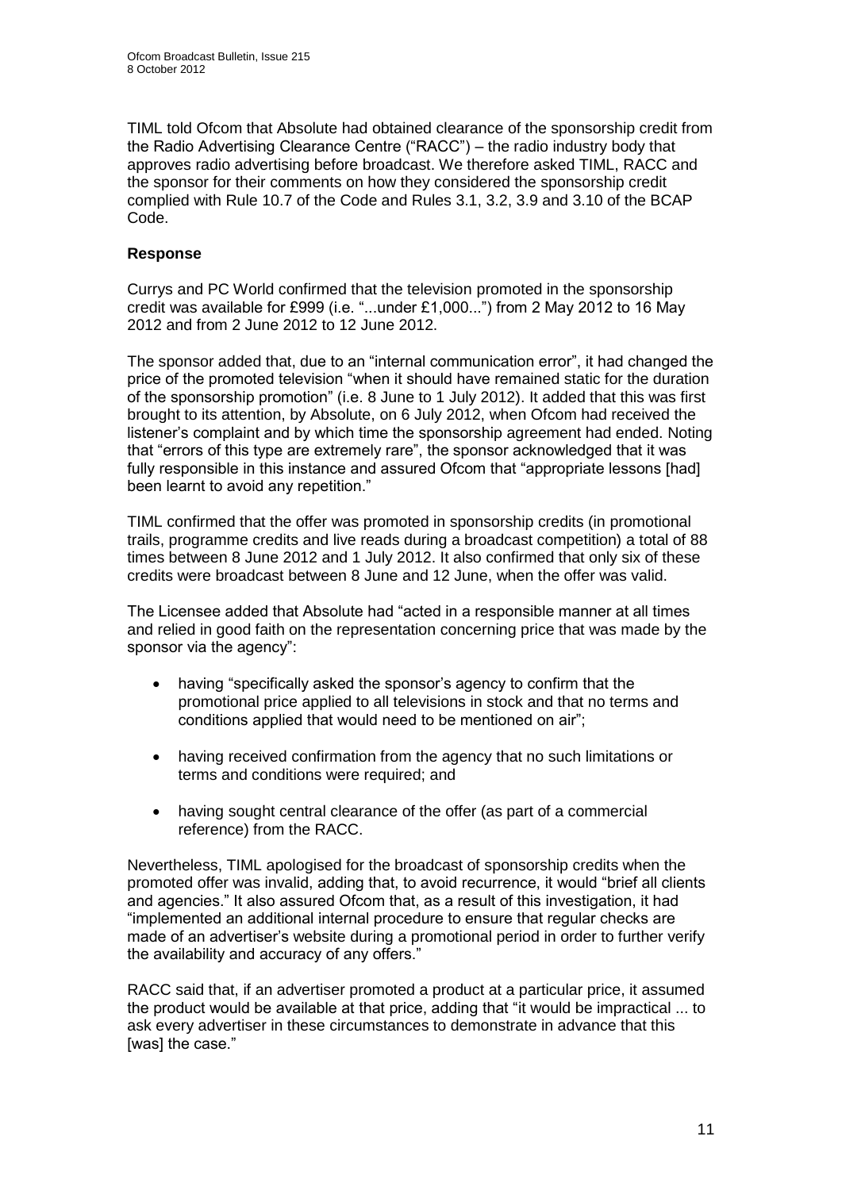TIML told Ofcom that Absolute had obtained clearance of the sponsorship credit from the Radio Advertising Clearance Centre ("RACC") – the radio industry body that approves radio advertising before broadcast. We therefore asked TIML, RACC and the sponsor for their comments on how they considered the sponsorship credit complied with Rule 10.7 of the Code and Rules 3.1, 3.2, 3.9 and 3.10 of the BCAP Code.

**Response**

Currys and PC World confirmed that the television promoted in the sponsorship credit was available for £999 (i.e. "...under £1,000...") from 2 May 2012 to 16 May 2012 and from 2 June 2012 to 12 June 2012.

The sponsor added that, due to an "internal communication error", it had changed the price of the promoted television "when it should have remained static for the duration of the sponsorship promotion" (i.e. 8 June to 1 July 2012). It added that this was first brought to its attention, by Absolute, on 6 July 2012, when Ofcom had received the listener's complaint and by which time the sponsorship agreement had ended. Noting that "errors of this type are extremely rare", the sponsor acknowledged that it was fully responsible in this instance and assured Ofcom that "appropriate lessons [had] been learnt to avoid any repetition."

TIML confirmed that the offer was promoted in sponsorship credits (in promotional trails, programme credits and live reads during a broadcast competition) a total of 88 times between 8 June 2012 and 1 July 2012. It also confirmed that only six of these credits were broadcast between 8 June and 12 June, when the offer was valid.

The Licensee added that Absolute had "acted in a responsible manner at all times and relied in good faith on the representation concerning price that was made by the sponsor via the agency":

- having "specifically asked the sponsor's agency to confirm that the promotional price applied to all televisions in stock and that no terms and conditions applied that would need to be mentioned on air";
- having received confirmation from the agency that no such limitations or terms and conditions were required; and
- having sought central clearance of the offer (as part of a commercial reference) from the RACC.

Nevertheless, TIML apologised for the broadcast of sponsorship credits when the promoted offer was invalid, adding that, to avoid recurrence, it would "brief all clients and agencies." It also assured Ofcom that, as a result of this investigation, it had "implemented an additional internal procedure to ensure that regular checks are made of an advertiser's website during a promotional period in order to further verify the availability and accuracy of any offers."

RACC said that, if an advertiser promoted a product at a particular price, it assumed the product would be available at that price, adding that "it would be impractical ... to ask every advertiser in these circumstances to demonstrate in advance that this [was] the case."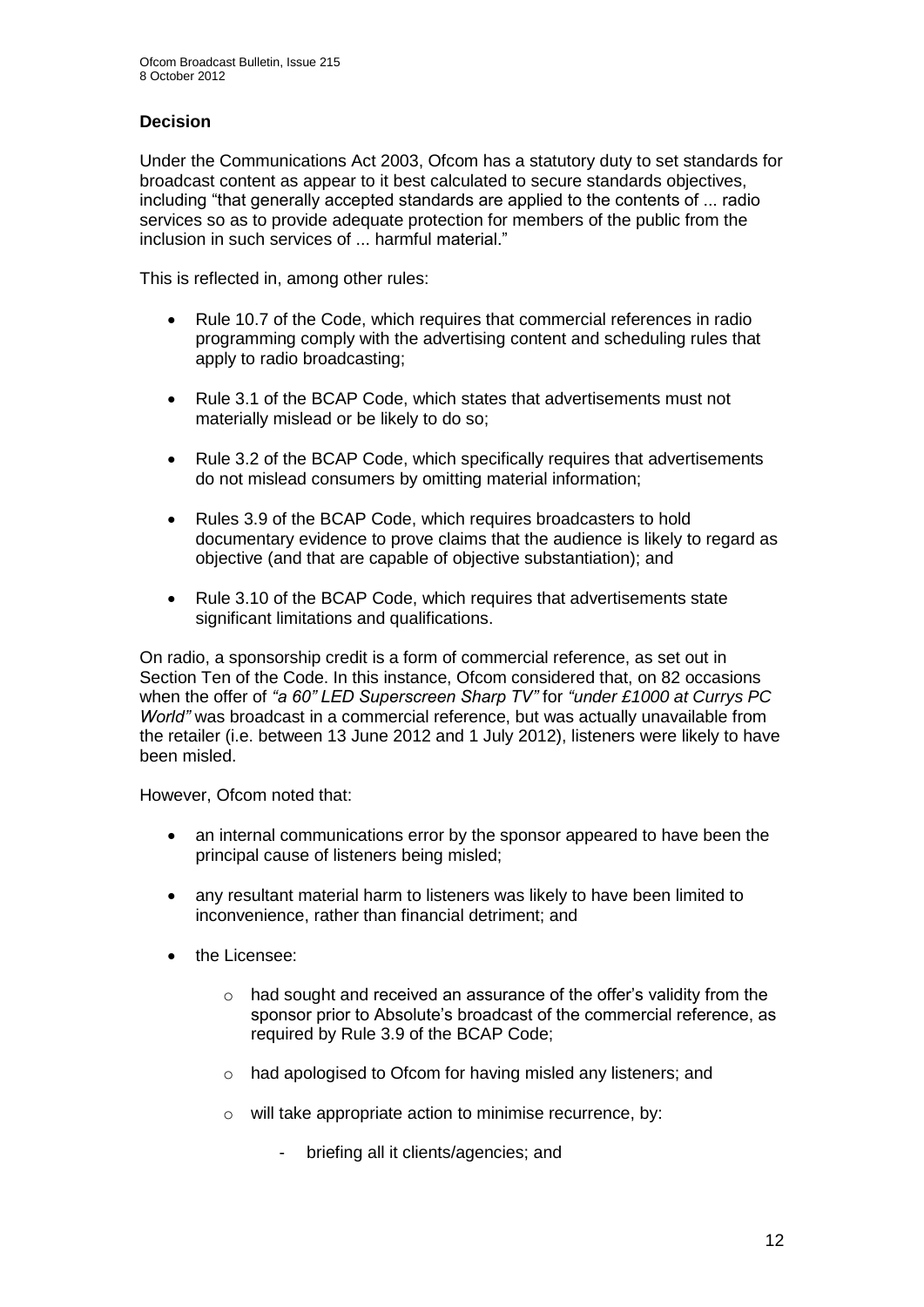### Decision

Under the Communications Act 2003, Ofcom has a statutory duty to set standards for broadcast content as appear to it best calculated to secure standards objectives, including "that generally accepted standards are applied to the contents of ... radio services so as to provide adequate protection for members of the public from the inclusion in such services of ... harmful material."

This is reflected in, among other rules:

- Rule 10.7 of the Code, which requires that commercial references in radio programming comply with the advertising content and scheduling rules that apply to radio broadcasting;
- Rule 3.1 of the BCAP Code, which states that advertisements must not materially mislead or be likely to do so;
- Rule 3.2 of the BCAP Code, which specifically requires that advertisements do not mislead consumers by omitting material information;
- Rules 3.9 of the BCAP Code, which requires broadcasters to hold documentary evidence to prove claims that the audience is likely to regard as objective (and that are capable of objective substantiation); and
- Rule 3.10 of the BCAP Code, which requires that advertisements state significant limitations and qualifications.

On radio, a sponsorship credit is a form of commercial reference, as set out in Section Ten of the Code. In this instance, Ofcom considered that, on 82 occasions when the offer of *"a 60" LED Superscreen Sharp TV"* for *"under £1000 at Currys PC World"* was broadcast in a commercial reference, but was actually unavailable from the retailer (i.e. between 13 June 2012 and 1 July 2012), listeners were likely to have been misled.

However, Ofcom noted that:

- an internal communications error by the sponsor appeared to have been the principal cause of listeners being misled;
- any resultant material harm to listeners was likely to have been limited to inconvenience, rather than financial detriment; and
- the Licensee:
  - had sought and received an assurance of the offer's validity from the sponsor prior to Absolute's broadcast of the commercial reference, as required by Rule 3.9 of the BCAP Code;
  - had apologised to Ofcom for having misled any listeners; and
  - will take appropriate action to minimise recurrence, by:
    - briefing all it clients/agencies; and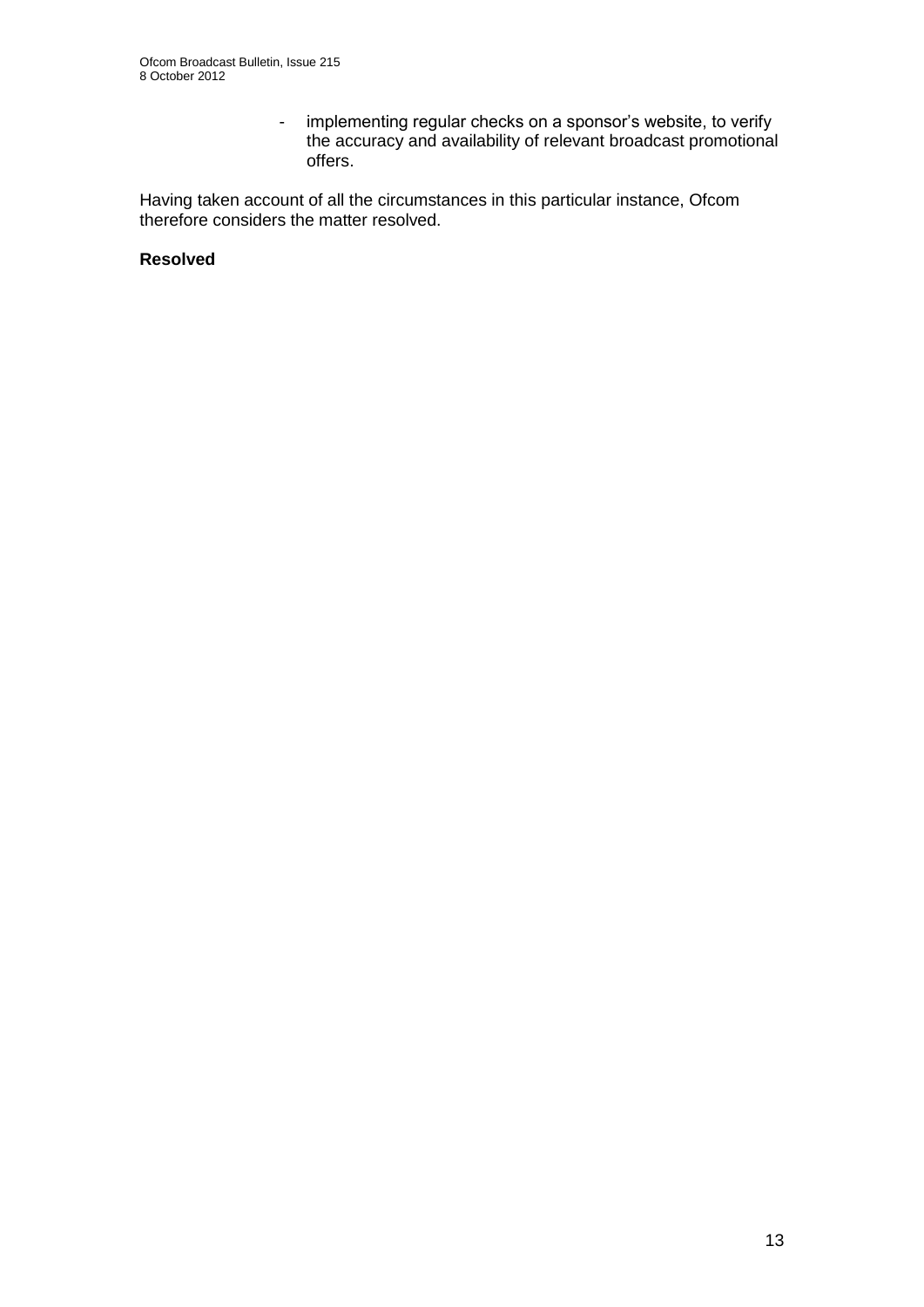- implementing regular checks on a sponsor's website, to verify the accuracy and availability of relevant broadcast promotional offers.

Having taken account of all the circumstances in this particular instance, Ofcom therefore considers the matter resolved.

**Resolved**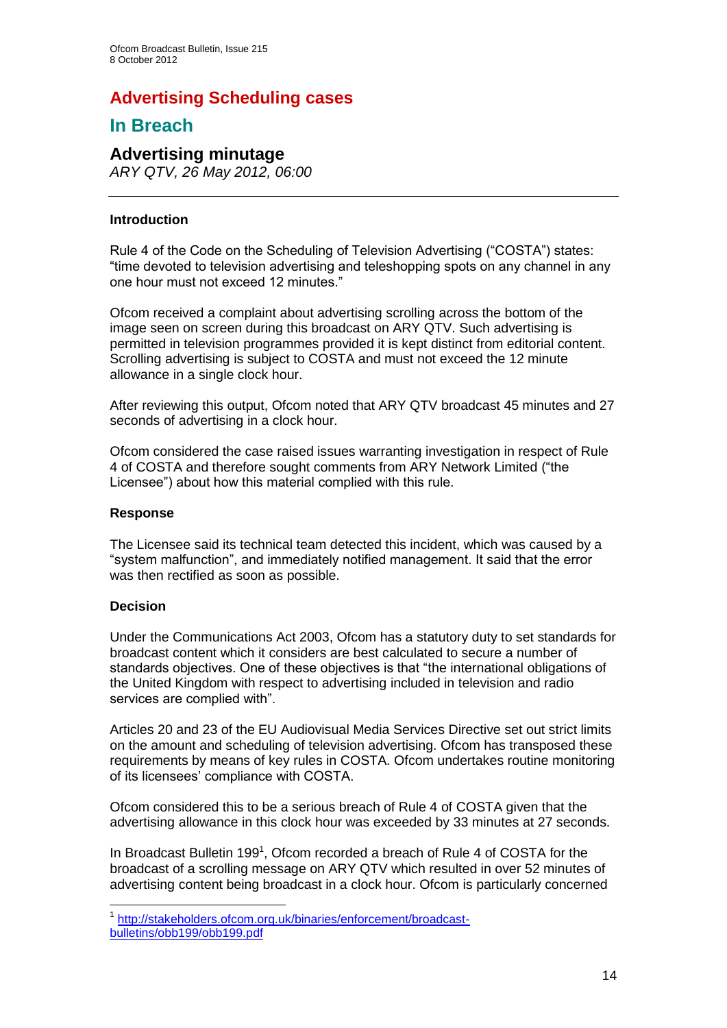# Advertising Scheduling cases

## In Breach

### Advertising minutage

*ARY QTV, 26 May 2012, 06:00*

---

**Introduction**

Rule 4 of the Code on the Scheduling of Television Advertising ("COSTA") states: "time devoted to television advertising and teleshopping spots on any channel in any one hour must not exceed 12 minutes."

Ofcom received a complaint about advertising scrolling across the bottom of the image seen on screen during this broadcast on ARY QTV. Such advertising is permitted in television programmes provided it is kept distinct from editorial content. Scrolling advertising is subject to COSTA and must not exceed the 12 minute allowance in a single clock hour.

After reviewing this output, Ofcom noted that ARY QTV broadcast 45 minutes and 27 seconds of advertising in a clock hour.

Ofcom considered the case raised issues warranting investigation in respect of Rule 4 of COSTA and therefore sought comments from ARY Network Limited ("the Licensee") about how this material complied with this rule.

**Response**

The Licensee said its technical team detected this incident, which was caused by a "system malfunction", and immediately notified management. It said that the error was then rectified as soon as possible.

**Decision**

Under the Communications Act 2003, Ofcom has a statutory duty to set standards for broadcast content which it considers are best calculated to secure a number of standards objectives. One of these objectives is that "the international obligations of the United Kingdom with respect to advertising included in television and radio services are complied with".

Articles 20 and 23 of the EU Audiovisual Media Services Directive set out strict limits on the amount and scheduling of television advertising. Ofcom has transposed these requirements by means of key rules in COSTA. Ofcom undertakes routine monitoring of its licensees' compliance with COSTA.

Ofcom considered this to be a serious breach of Rule 4 of COSTA given that the advertising allowance in this clock hour was exceeded by 33 minutes at 27 seconds.

In Broadcast Bulletin 199[1], Ofcom recorded a breach of Rule 4 of COSTA for the broadcast of a scrolling message on ARY QTV which resulted in over 52 minutes of advertising content being broadcast in a clock hour. Ofcom is particularly concerned

---

[1] http://stakeholders.ofcom.org.uk/binaries/enforcement/broadcast-bulletins/obb199/obb199.pdf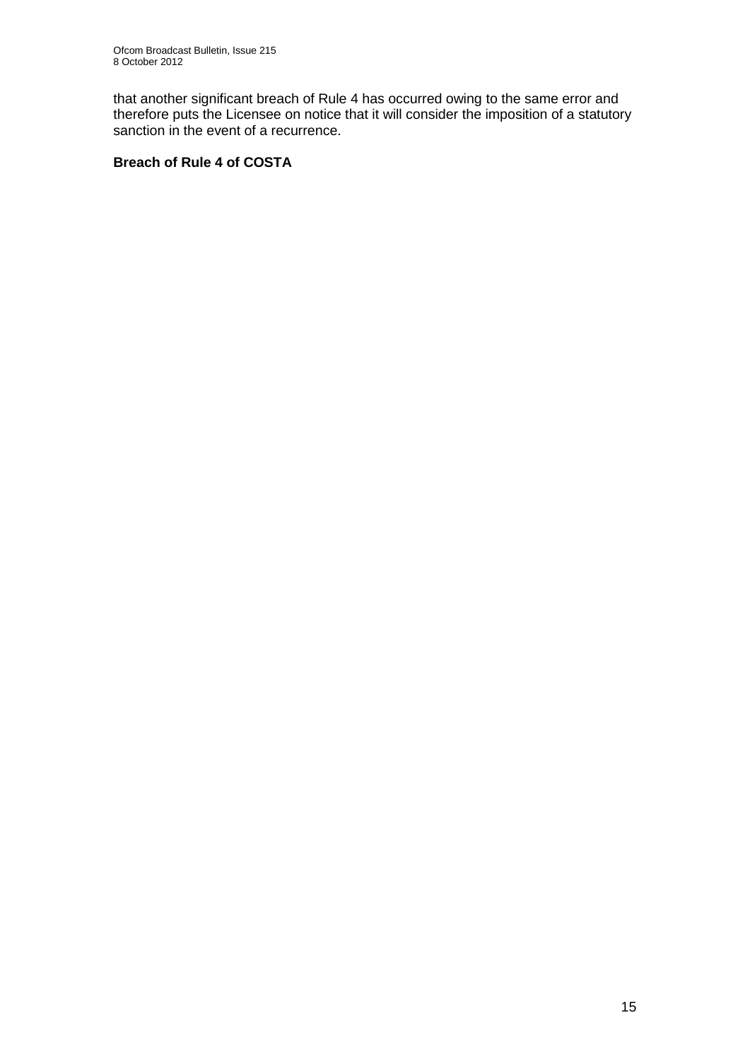that another significant breach of Rule 4 has occurred owing to the same error and therefore puts the Licensee on notice that it will consider the imposition of a statutory sanction in the event of a recurrence.

**Breach of Rule 4 of COSTA**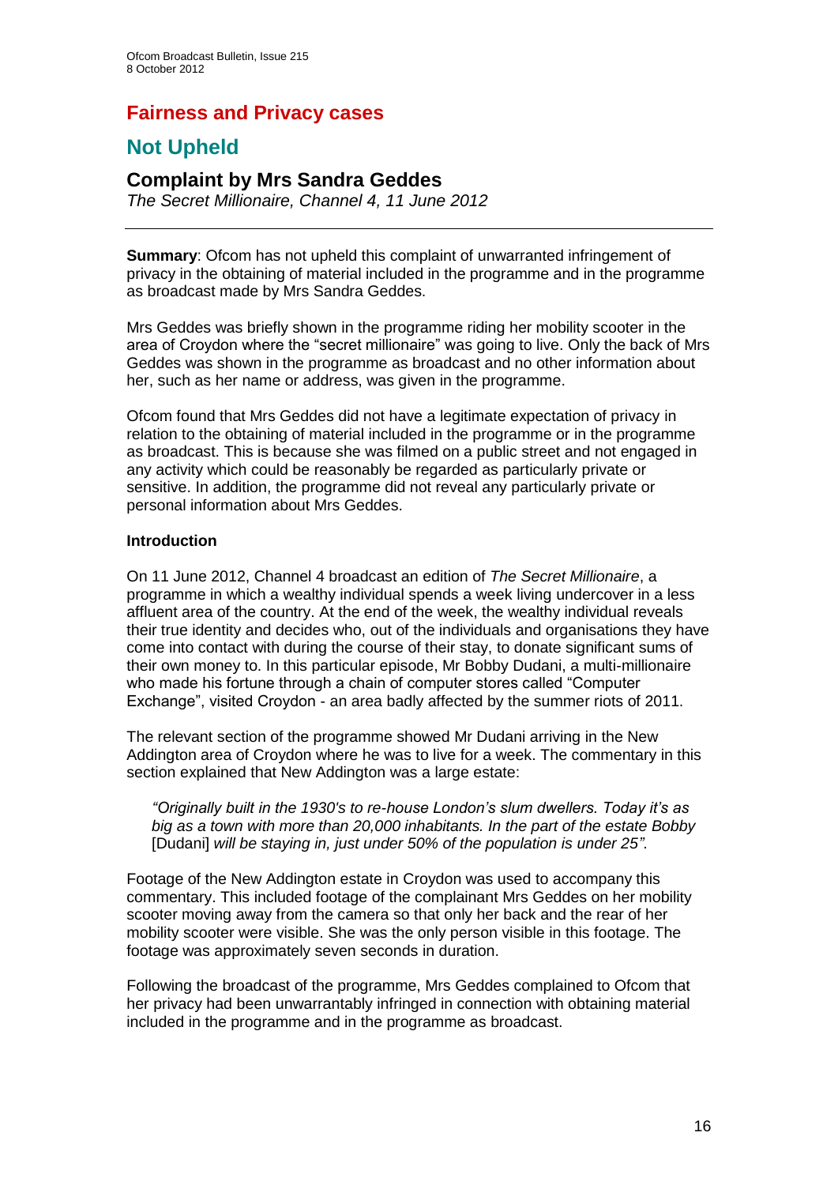# Fairness and Privacy cases

## Not Upheld

### Complaint by Mrs Sandra Geddes

*The Secret Millionaire, Channel 4, 11 June 2012*

---

**Summary**: Ofcom has not upheld this complaint of unwarranted infringement of privacy in the obtaining of material included in the programme and in the programme as broadcast made by Mrs Sandra Geddes.

Mrs Geddes was briefly shown in the programme riding her mobility scooter in the area of Croydon where the "secret millionaire" was going to live. Only the back of Mrs Geddes was shown in the programme as broadcast and no other information about her, such as her name or address, was given in the programme.

Ofcom found that Mrs Geddes did not have a legitimate expectation of privacy in relation to the obtaining of material included in the programme or in the programme as broadcast. This is because she was filmed on a public street and not engaged in any activity which could be reasonably be regarded as particularly private or sensitive. In addition, the programme did not reveal any particularly private or personal information about Mrs Geddes.

**Introduction**

On 11 June 2012, Channel 4 broadcast an edition of *The Secret Millionaire*, a programme in which a wealthy individual spends a week living undercover in a less affluent area of the country. At the end of the week, the wealthy individual reveals their true identity and decides who, out of the individuals and organisations they have come into contact with during the course of their stay, to donate significant sums of their own money to. In this particular episode, Mr Bobby Dudani, a multi-millionaire who made his fortune through a chain of computer stores called "Computer Exchange", visited Croydon - an area badly affected by the summer riots of 2011.

The relevant section of the programme showed Mr Dudani arriving in the New Addington area of Croydon where he was to live for a week. The commentary in this section explained that New Addington was a large estate:

> *"Originally built in the 1930's to re-house London's slum dwellers. Today it's as big as a town with more than 20,000 inhabitants. In the part of the estate Bobby* [Dudani] *will be staying in, just under 50% of the population is under 25"*.

Footage of the New Addington estate in Croydon was used to accompany this commentary. This included footage of the complainant Mrs Geddes on her mobility scooter moving away from the camera so that only her back and the rear of her mobility scooter were visible. She was the only person visible in this footage. The footage was approximately seven seconds in duration.

Following the broadcast of the programme, Mrs Geddes complained to Ofcom that her privacy had been unwarrantably infringed in connection with obtaining material included in the programme and in the programme as broadcast.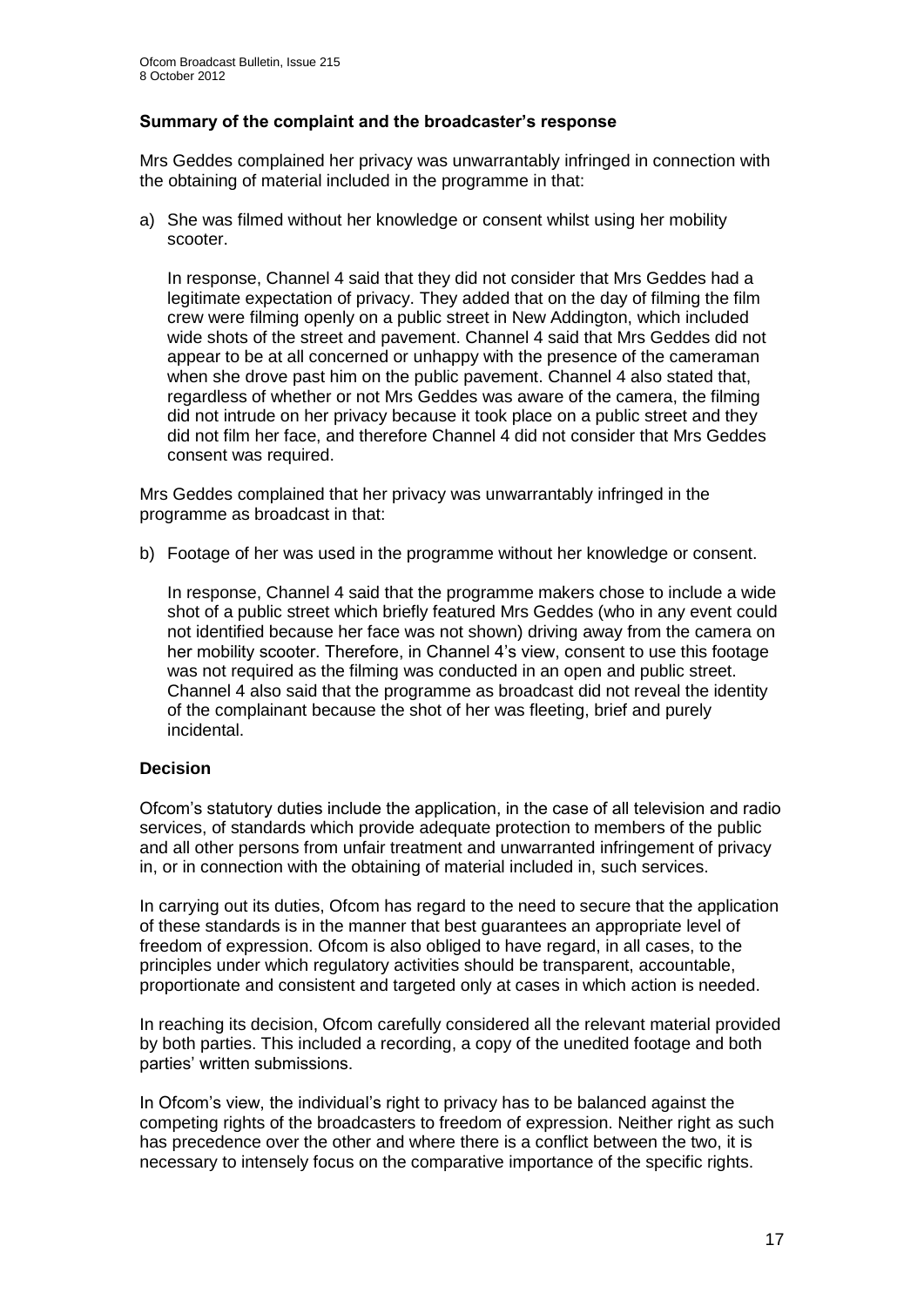### Summary of the complaint and the broadcaster's response

Mrs Geddes complained her privacy was unwarrantably infringed in connection with the obtaining of material included in the programme in that:

a) She was filmed without her knowledge or consent whilst using her mobility scooter.

   In response, Channel 4 said that they did not consider that Mrs Geddes had a legitimate expectation of privacy. They added that on the day of filming the film crew were filming openly on a public street in New Addington, which included wide shots of the street and pavement. Channel 4 said that Mrs Geddes did not appear to be at all concerned or unhappy with the presence of the cameraman when she drove past him on the public pavement. Channel 4 also stated that, regardless of whether or not Mrs Geddes was aware of the camera, the filming did not intrude on her privacy because it took place on a public street and they did not film her face, and therefore Channel 4 did not consider that Mrs Geddes consent was required.

Mrs Geddes complained that her privacy was unwarrantably infringed in the programme as broadcast in that:

b) Footage of her was used in the programme without her knowledge or consent.

   In response, Channel 4 said that the programme makers chose to include a wide shot of a public street which briefly featured Mrs Geddes (who in any event could not identified because her face was not shown) driving away from the camera on her mobility scooter. Therefore, in Channel 4's view, consent to use this footage was not required as the filming was conducted in an open and public street. Channel 4 also said that the programme as broadcast did not reveal the identity of the complainant because the shot of her was fleeting, brief and purely incidental.

### Decision

Ofcom's statutory duties include the application, in the case of all television and radio services, of standards which provide adequate protection to members of the public and all other persons from unfair treatment and unwarranted infringement of privacy in, or in connection with the obtaining of material included in, such services.

In carrying out its duties, Ofcom has regard to the need to secure that the application of these standards is in the manner that best guarantees an appropriate level of freedom of expression. Ofcom is also obliged to have regard, in all cases, to the principles under which regulatory activities should be transparent, accountable, proportionate and consistent and targeted only at cases in which action is needed.

In reaching its decision, Ofcom carefully considered all the relevant material provided by both parties. This included a recording, a copy of the unedited footage and both parties' written submissions.

In Ofcom's view, the individual's right to privacy has to be balanced against the competing rights of the broadcasters to freedom of expression. Neither right as such has precedence over the other and where there is a conflict between the two, it is necessary to intensely focus on the comparative importance of the specific rights.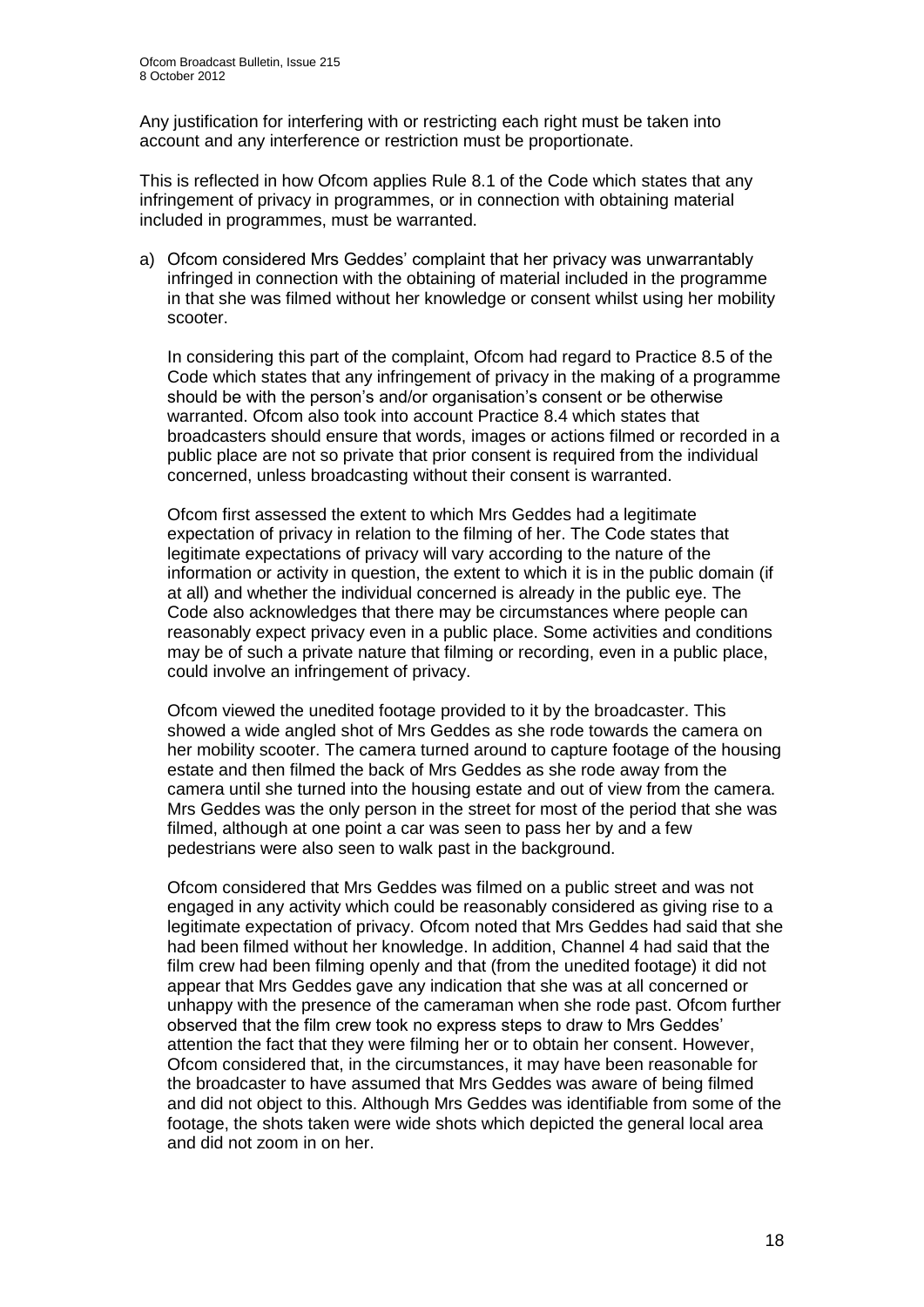Any justification for interfering with or restricting each right must be taken into account and any interference or restriction must be proportionate.

This is reflected in how Ofcom applies Rule 8.1 of the Code which states that any infringement of privacy in programmes, or in connection with obtaining material included in programmes, must be warranted.

a) Ofcom considered Mrs Geddes' complaint that her privacy was unwarrantably infringed in connection with the obtaining of material included in the programme in that she was filmed without her knowledge or consent whilst using her mobility scooter.

   In considering this part of the complaint, Ofcom had regard to Practice 8.5 of the Code which states that any infringement of privacy in the making of a programme should be with the person's and/or organisation's consent or be otherwise warranted. Ofcom also took into account Practice 8.4 which states that broadcasters should ensure that words, images or actions filmed or recorded in a public place are not so private that prior consent is required from the individual concerned, unless broadcasting without their consent is warranted.

   Ofcom first assessed the extent to which Mrs Geddes had a legitimate expectation of privacy in relation to the filming of her. The Code states that legitimate expectations of privacy will vary according to the nature of the information or activity in question, the extent to which it is in the public domain (if at all) and whether the individual concerned is already in the public eye. The Code also acknowledges that there may be circumstances where people can reasonably expect privacy even in a public place. Some activities and conditions may be of such a private nature that filming or recording, even in a public place, could involve an infringement of privacy.

   Ofcom viewed the unedited footage provided to it by the broadcaster. This showed a wide angled shot of Mrs Geddes as she rode towards the camera on her mobility scooter. The camera turned around to capture footage of the housing estate and then filmed the back of Mrs Geddes as she rode away from the camera until she turned into the housing estate and out of view from the camera. Mrs Geddes was the only person in the street for most of the period that she was filmed, although at one point a car was seen to pass her by and a few pedestrians were also seen to walk past in the background.

   Ofcom considered that Mrs Geddes was filmed on a public street and was not engaged in any activity which could be reasonably considered as giving rise to a legitimate expectation of privacy. Ofcom noted that Mrs Geddes had said that she had been filmed without her knowledge. In addition, Channel 4 had said that the film crew had been filming openly and that (from the unedited footage) it did not appear that Mrs Geddes gave any indication that she was at all concerned or unhappy with the presence of the cameraman when she rode past. Ofcom further observed that the film crew took no express steps to draw to Mrs Geddes' attention the fact that they were filming her or to obtain her consent. However, Ofcom considered that, in the circumstances, it may have been reasonable for the broadcaster to have assumed that Mrs Geddes was aware of being filmed and did not object to this. Although Mrs Geddes was identifiable from some of the footage, the shots taken were wide shots which depicted the general local area and did not zoom in on her.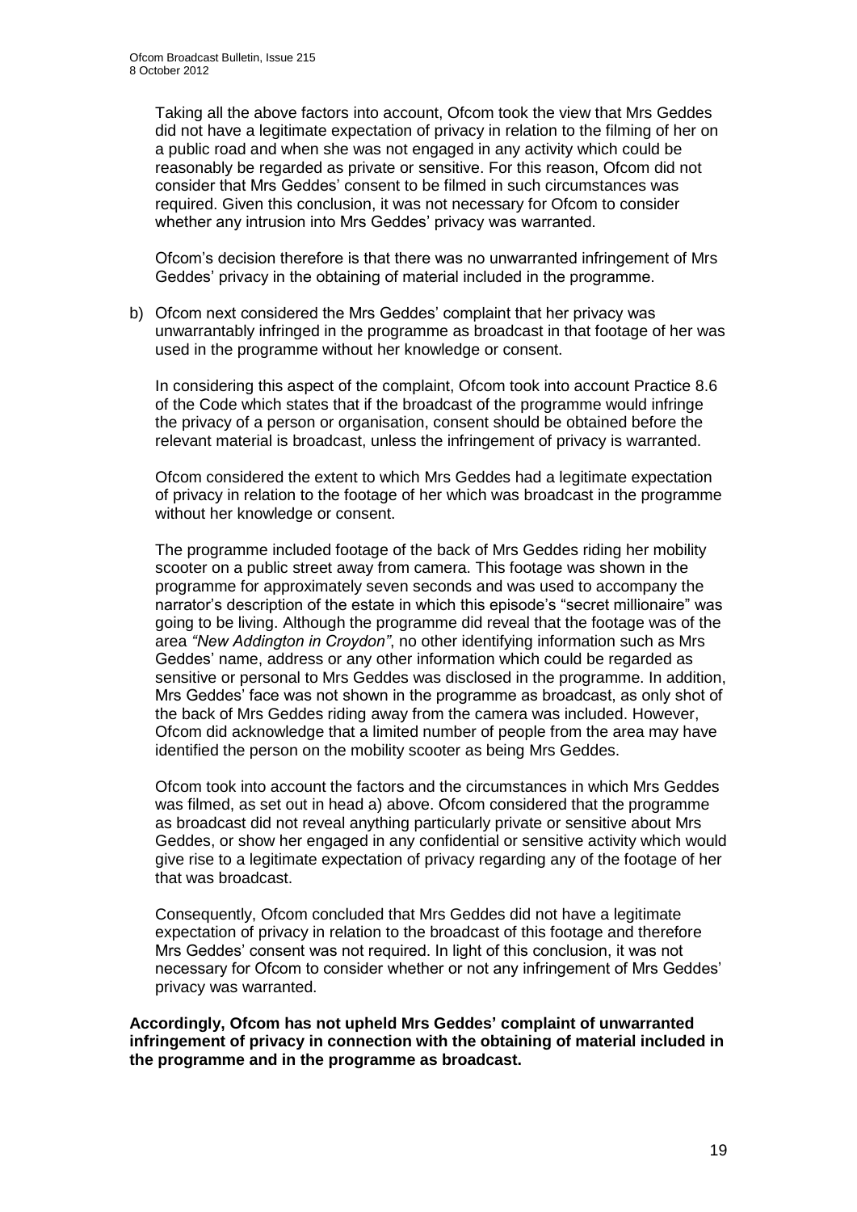Taking all the above factors into account, Ofcom took the view that Mrs Geddes did not have a legitimate expectation of privacy in relation to the filming of her on a public road and when she was not engaged in any activity which could be reasonably be regarded as private or sensitive. For this reason, Ofcom did not consider that Mrs Geddes' consent to be filmed in such circumstances was required. Given this conclusion, it was not necessary for Ofcom to consider whether any intrusion into Mrs Geddes' privacy was warranted.

Ofcom's decision therefore is that there was no unwarranted infringement of Mrs Geddes' privacy in the obtaining of material included in the programme.

b) Ofcom next considered the Mrs Geddes' complaint that her privacy was unwarrantably infringed in the programme as broadcast in that footage of her was used in the programme without her knowledge or consent.

In considering this aspect of the complaint, Ofcom took into account Practice 8.6 of the Code which states that if the broadcast of the programme would infringe the privacy of a person or organisation, consent should be obtained before the relevant material is broadcast, unless the infringement of privacy is warranted.

Ofcom considered the extent to which Mrs Geddes had a legitimate expectation of privacy in relation to the footage of her which was broadcast in the programme without her knowledge or consent.

The programme included footage of the back of Mrs Geddes riding her mobility scooter on a public street away from camera. This footage was shown in the programme for approximately seven seconds and was used to accompany the narrator's description of the estate in which this episode's "secret millionaire" was going to be living. Although the programme did reveal that the footage was of the area *"New Addington in Croydon"*, no other identifying information such as Mrs Geddes' name, address or any other information which could be regarded as sensitive or personal to Mrs Geddes was disclosed in the programme. In addition, Mrs Geddes' face was not shown in the programme as broadcast, as only shot of the back of Mrs Geddes riding away from the camera was included. However, Ofcom did acknowledge that a limited number of people from the area may have identified the person on the mobility scooter as being Mrs Geddes.

Ofcom took into account the factors and the circumstances in which Mrs Geddes was filmed, as set out in head a) above. Ofcom considered that the programme as broadcast did not reveal anything particularly private or sensitive about Mrs Geddes, or show her engaged in any confidential or sensitive activity which would give rise to a legitimate expectation of privacy regarding any of the footage of her that was broadcast.

Consequently, Ofcom concluded that Mrs Geddes did not have a legitimate expectation of privacy in relation to the broadcast of this footage and therefore Mrs Geddes' consent was not required. In light of this conclusion, it was not necessary for Ofcom to consider whether or not any infringement of Mrs Geddes' privacy was warranted.

**Accordingly, Ofcom has not upheld Mrs Geddes' complaint of unwarranted infringement of privacy in connection with the obtaining of material included in the programme and in the programme as broadcast.**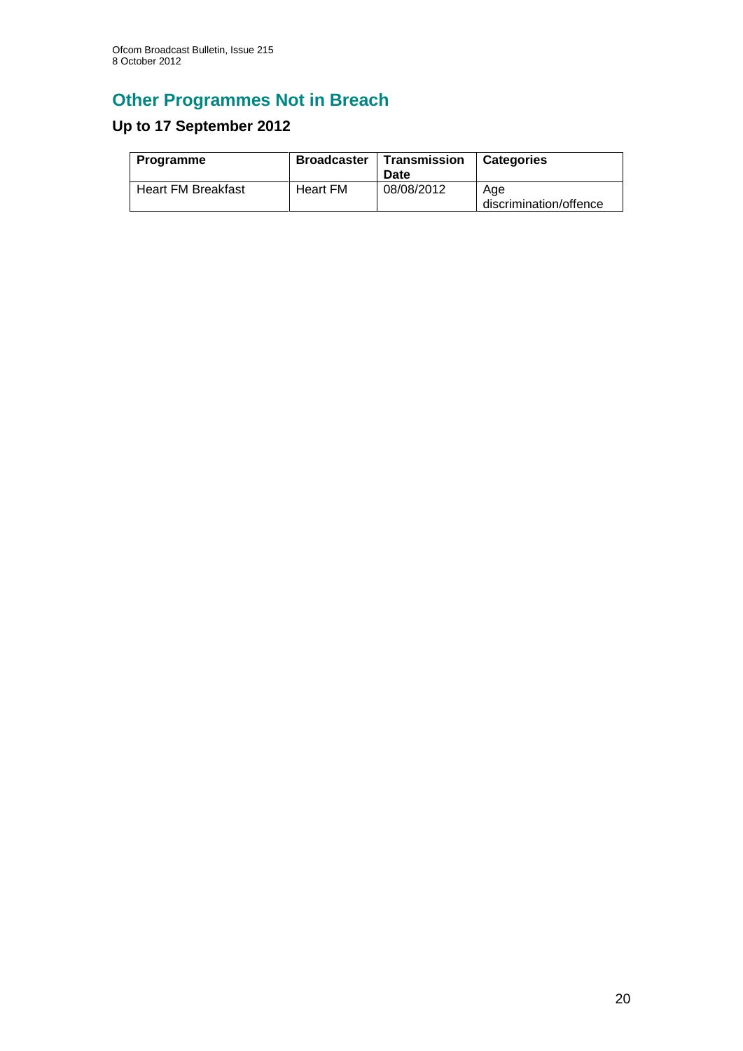# Other Programmes Not in Breach

## Up to 17 September 2012

| Programme | Broadcaster | Transmission Date | Categories |
|---|---|---|---|
| Heart FM Breakfast | Heart FM | 08/08/2012 | Age discrimination/offence |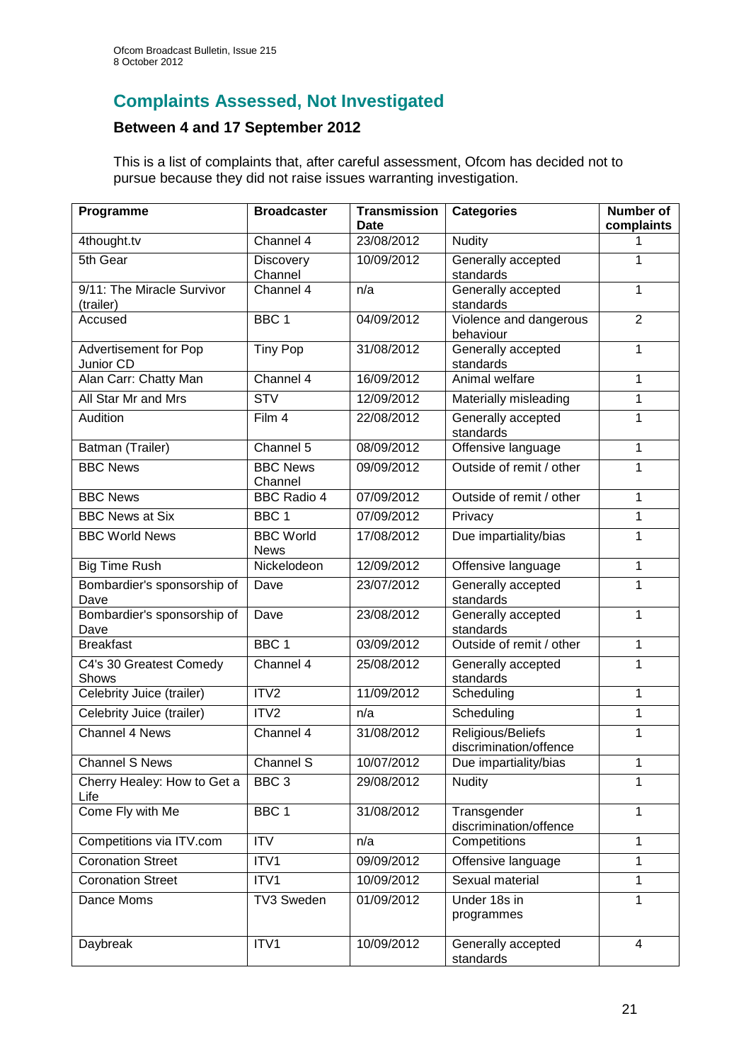## Complaints Assessed, Not Investigated

### Between 4 and 17 September 2012

This is a list of complaints that, after careful assessment, Ofcom has decided not to pursue because they did not raise issues warranting investigation.

| Programme | Broadcaster | Transmission Date | Categories | Number of complaints |
|---|---|---|---|---|
| 4thought.tv | Channel 4 | 23/08/2012 | Nudity | 1 |
| 5th Gear | Discovery Channel | 10/09/2012 | Generally accepted standards | 1 |
| 9/11: The Miracle Survivor (trailer) | Channel 4 | n/a | Generally accepted standards | 1 |
| Accused | BBC 1 | 04/09/2012 | Violence and dangerous behaviour | 2 |
| Advertisement for Pop Junior CD | Tiny Pop | 31/08/2012 | Generally accepted standards | 1 |
| Alan Carr: Chatty Man | Channel 4 | 16/09/2012 | Animal welfare | 1 |
| All Star Mr and Mrs | STV | 12/09/2012 | Materially misleading | 1 |
| Audition | Film 4 | 22/08/2012 | Generally accepted standards | 1 |
| Batman (Trailer) | Channel 5 | 08/09/2012 | Offensive language | 1 |
| BBC News | BBC News Channel | 09/09/2012 | Outside of remit / other | 1 |
| BBC News | BBC Radio 4 | 07/09/2012 | Outside of remit / other | 1 |
| BBC News at Six | BBC 1 | 07/09/2012 | Privacy | 1 |
| BBC World News | BBC World News | 17/08/2012 | Due impartiality/bias | 1 |
| Big Time Rush | Nickelodeon | 12/09/2012 | Offensive language | 1 |
| Bombardier's sponsorship of Dave | Dave | 23/07/2012 | Generally accepted standards | 1 |
| Bombardier's sponsorship of Dave | Dave | 23/08/2012 | Generally accepted standards | 1 |
| Breakfast | BBC 1 | 03/09/2012 | Outside of remit / other | 1 |
| C4's 30 Greatest Comedy Shows | Channel 4 | 25/08/2012 | Generally accepted standards | 1 |
| Celebrity Juice (trailer) | ITV2 | 11/09/2012 | Scheduling | 1 |
| Celebrity Juice (trailer) | ITV2 | n/a | Scheduling | 1 |
| Channel 4 News | Channel 4 | 31/08/2012 | Religious/Beliefs discrimination/offence | 1 |
| Channel S News | Channel S | 10/07/2012 | Due impartiality/bias | 1 |
| Cherry Healey: How to Get a Life | BBC 3 | 29/08/2012 | Nudity | 1 |
| Come Fly with Me | BBC 1 | 31/08/2012 | Transgender discrimination/offence | 1 |
| Competitions via ITV.com | ITV | n/a | Competitions | 1 |
| Coronation Street | ITV1 | 09/09/2012 | Offensive language | 1 |
| Coronation Street | ITV1 | 10/09/2012 | Sexual material | 1 |
| Dance Moms | TV3 Sweden | 01/09/2012 | Under 18s in programmes | 1 |
| Daybreak | ITV1 | 10/09/2012 | Generally accepted standards | 4 |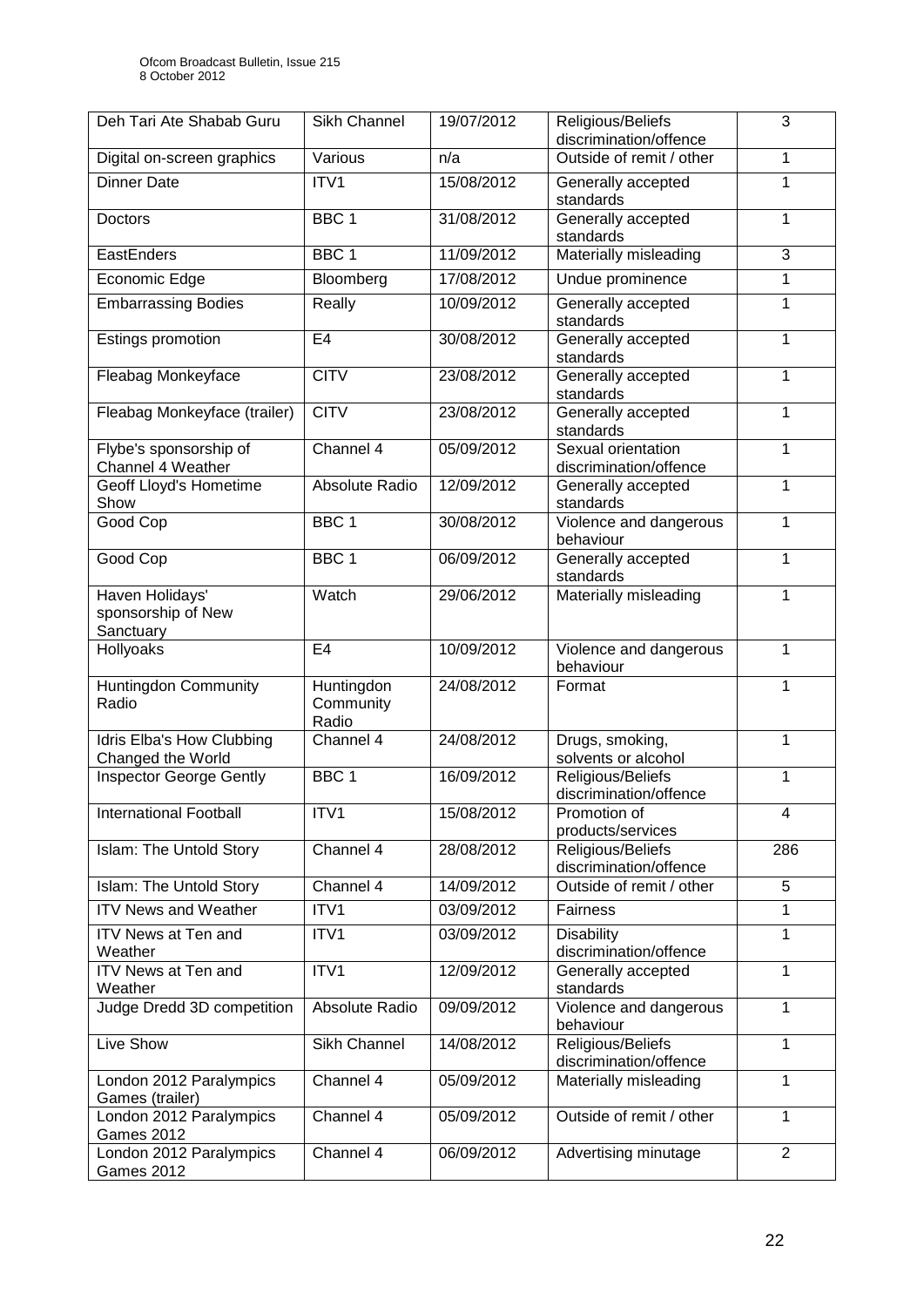| Deh Tari Ate Shabab Guru | Sikh Channel | 19/07/2012 | Religious/Beliefs discrimination/offence | 3 |
|---|---|---|---|---|
| Digital on-screen graphics | Various | n/a | Outside of remit / other | 1 |
| Dinner Date | ITV1 | 15/08/2012 | Generally accepted standards | 1 |
| Doctors | BBC 1 | 31/08/2012 | Generally accepted standards | 1 |
| EastEnders | BBC 1 | 11/09/2012 | Materially misleading | 3 |
| Economic Edge | Bloomberg | 17/08/2012 | Undue prominence | 1 |
| Embarrassing Bodies | Really | 10/09/2012 | Generally accepted standards | 1 |
| Estings promotion | E4 | 30/08/2012 | Generally accepted standards | 1 |
| Fleabag Monkeyface | CITV | 23/08/2012 | Generally accepted standards | 1 |
| Fleabag Monkeyface (trailer) | CITV | 23/08/2012 | Generally accepted standards | 1 |
| Flybe's sponsorship of Channel 4 Weather | Channel 4 | 05/09/2012 | Sexual orientation discrimination/offence | 1 |
| Geoff Lloyd's Hometime Show | Absolute Radio | 12/09/2012 | Generally accepted standards | 1 |
| Good Cop | BBC 1 | 30/08/2012 | Violence and dangerous behaviour | 1 |
| Good Cop | BBC 1 | 06/09/2012 | Generally accepted standards | 1 |
| Haven Holidays' sponsorship of New Sanctuary | Watch | 29/06/2012 | Materially misleading | 1 |
| Hollyoaks | E4 | 10/09/2012 | Violence and dangerous behaviour | 1 |
| Huntingdon Community Radio | Huntingdon Community Radio | 24/08/2012 | Format | 1 |
| Idris Elba's How Clubbing Changed the World | Channel 4 | 24/08/2012 | Drugs, smoking, solvents or alcohol | 1 |
| Inspector George Gently | BBC 1 | 16/09/2012 | Religious/Beliefs discrimination/offence | 1 |
| International Football | ITV1 | 15/08/2012 | Promotion of products/services | 4 |
| Islam: The Untold Story | Channel 4 | 28/08/2012 | Religious/Beliefs discrimination/offence | 286 |
| Islam: The Untold Story | Channel 4 | 14/09/2012 | Outside of remit / other | 5 |
| ITV News and Weather | ITV1 | 03/09/2012 | Fairness | 1 |
| ITV News at Ten and Weather | ITV1 | 03/09/2012 | Disability discrimination/offence | 1 |
| ITV News at Ten and Weather | ITV1 | 12/09/2012 | Generally accepted standards | 1 |
| Judge Dredd 3D competition | Absolute Radio | 09/09/2012 | Violence and dangerous behaviour | 1 |
| Live Show | Sikh Channel | 14/08/2012 | Religious/Beliefs discrimination/offence | 1 |
| London 2012 Paralympics Games (trailer) | Channel 4 | 05/09/2012 | Materially misleading | 1 |
| London 2012 Paralympics Games 2012 | Channel 4 | 05/09/2012 | Outside of remit / other | 1 |
| London 2012 Paralympics Games 2012 | Channel 4 | 06/09/2012 | Advertising minutage | 2 |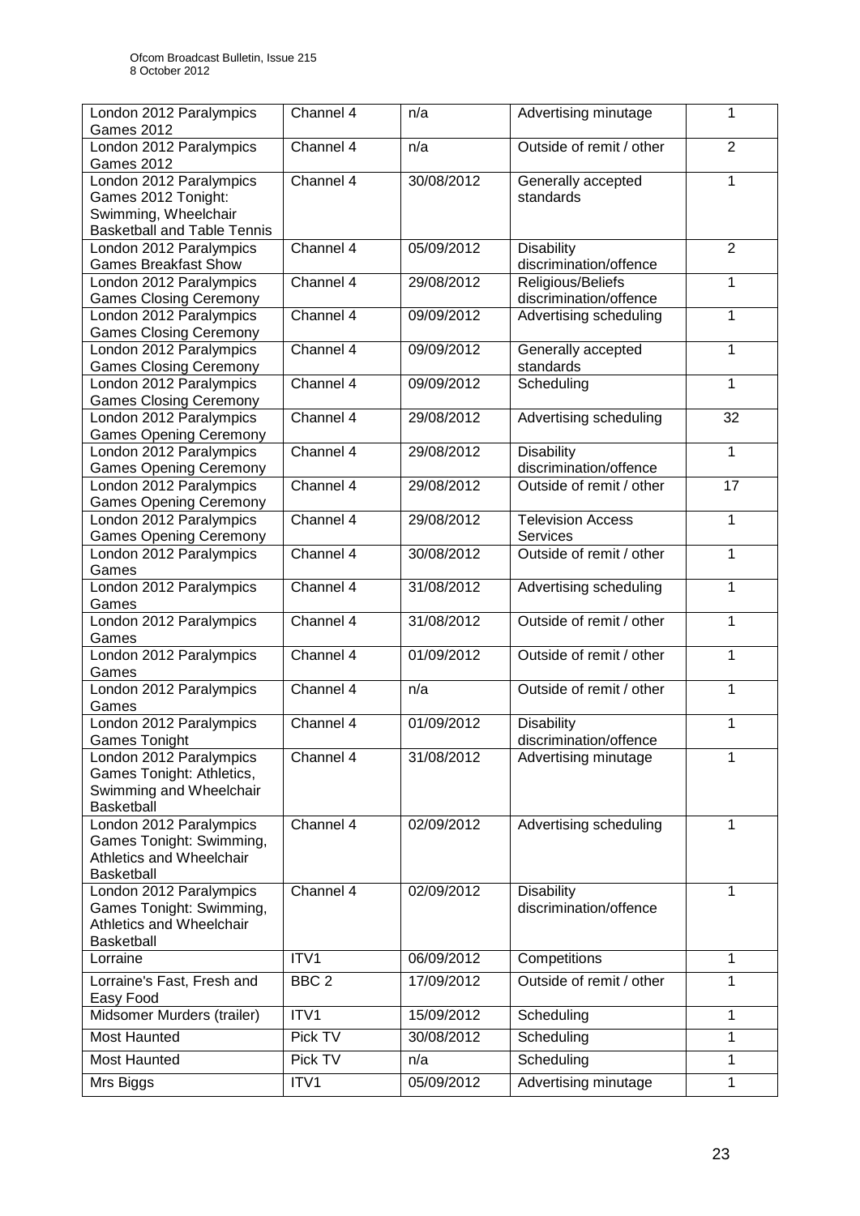| London 2012 Paralympics Games 2012 | Channel 4 | n/a | Advertising minutage | 1 |
|---|---|---|---|---|
| London 2012 Paralympics Games 2012 | Channel 4 | n/a | Outside of remit / other | 2 |
| London 2012 Paralympics Games 2012 Tonight: Swimming, Wheelchair Basketball and Table Tennis | Channel 4 | 30/08/2012 | Generally accepted standards | 1 |
| London 2012 Paralympics Games Breakfast Show | Channel 4 | 05/09/2012 | Disability discrimination/offence | 2 |
| London 2012 Paralympics Games Closing Ceremony | Channel 4 | 29/08/2012 | Religious/Beliefs discrimination/offence | 1 |
| London 2012 Paralympics Games Closing Ceremony | Channel 4 | 09/09/2012 | Advertising scheduling | 1 |
| London 2012 Paralympics Games Closing Ceremony | Channel 4 | 09/09/2012 | Generally accepted standards | 1 |
| London 2012 Paralympics Games Closing Ceremony | Channel 4 | 09/09/2012 | Scheduling | 1 |
| London 2012 Paralympics Games Opening Ceremony | Channel 4 | 29/08/2012 | Advertising scheduling | 32 |
| London 2012 Paralympics Games Opening Ceremony | Channel 4 | 29/08/2012 | Disability discrimination/offence | 1 |
| London 2012 Paralympics Games Opening Ceremony | Channel 4 | 29/08/2012 | Outside of remit / other | 17 |
| London 2012 Paralympics Games Opening Ceremony | Channel 4 | 29/08/2012 | Television Access Services | 1 |
| London 2012 Paralympics Games | Channel 4 | 30/08/2012 | Outside of remit / other | 1 |
| London 2012 Paralympics Games | Channel 4 | 31/08/2012 | Advertising scheduling | 1 |
| London 2012 Paralympics Games | Channel 4 | 31/08/2012 | Outside of remit / other | 1 |
| London 2012 Paralympics Games | Channel 4 | 01/09/2012 | Outside of remit / other | 1 |
| London 2012 Paralympics Games | Channel 4 | n/a | Outside of remit / other | 1 |
| London 2012 Paralympics Games Tonight | Channel 4 | 01/09/2012 | Disability discrimination/offence | 1 |
| London 2012 Paralympics Games Tonight: Athletics, Swimming and Wheelchair Basketball | Channel 4 | 31/08/2012 | Advertising minutage | 1 |
| London 2012 Paralympics Games Tonight: Swimming, Athletics and Wheelchair Basketball | Channel 4 | 02/09/2012 | Advertising scheduling | 1 |
| London 2012 Paralympics Games Tonight: Swimming, Athletics and Wheelchair Basketball | Channel 4 | 02/09/2012 | Disability discrimination/offence | 1 |
| Lorraine | ITV1 | 06/09/2012 | Competitions | 1 |
| Lorraine's Fast, Fresh and Easy Food | BBC 2 | 17/09/2012 | Outside of remit / other | 1 |
| Midsomer Murders (trailer) | ITV1 | 15/09/2012 | Scheduling | 1 |
| Most Haunted | Pick TV | 30/08/2012 | Scheduling | 1 |
| Most Haunted | Pick TV | n/a | Scheduling | 1 |
| Mrs Biggs | ITV1 | 05/09/2012 | Advertising minutage | 1 |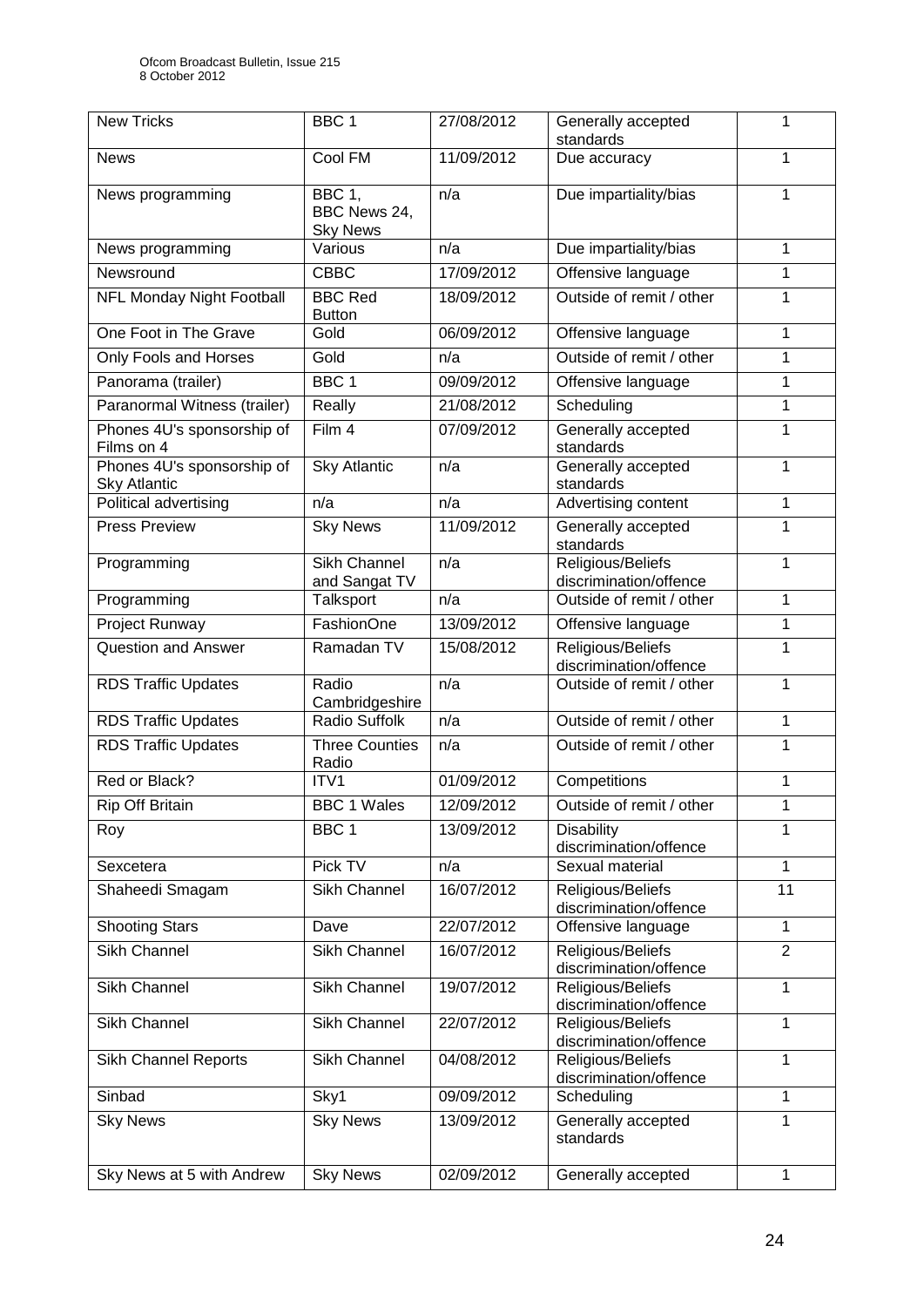| New Tricks | BBC 1 | 27/08/2012 | Generally accepted standards | 1 |
|---|---|---|---|---|
| News | Cool FM | 11/09/2012 | Due accuracy | 1 |
| News programming | BBC 1, BBC News 24, Sky News | n/a | Due impartiality/bias | 1 |
| News programming | Various | n/a | Due impartiality/bias | 1 |
| Newsround | CBBC | 17/09/2012 | Offensive language | 1 |
| NFL Monday Night Football | BBC Red Button | 18/09/2012 | Outside of remit / other | 1 |
| One Foot in The Grave | Gold | 06/09/2012 | Offensive language | 1 |
| Only Fools and Horses | Gold | n/a | Outside of remit / other | 1 |
| Panorama (trailer) | BBC 1 | 09/09/2012 | Offensive language | 1 |
| Paranormal Witness (trailer) | Really | 21/08/2012 | Scheduling | 1 |
| Phones 4U's sponsorship of Films on 4 | Film 4 | 07/09/2012 | Generally accepted standards | 1 |
| Phones 4U's sponsorship of Sky Atlantic | Sky Atlantic | n/a | Generally accepted standards | 1 |
| Political advertising | n/a | n/a | Advertising content | 1 |
| Press Preview | Sky News | 11/09/2012 | Generally accepted standards | 1 |
| Programming | Sikh Channel and Sangat TV | n/a | Religious/Beliefs discrimination/offence | 1 |
| Programming | Talksport | n/a | Outside of remit / other | 1 |
| Project Runway | FashionOne | 13/09/2012 | Offensive language | 1 |
| Question and Answer | Ramadan TV | 15/08/2012 | Religious/Beliefs discrimination/offence | 1 |
| RDS Traffic Updates | Radio Cambridgeshire | n/a | Outside of remit / other | 1 |
| RDS Traffic Updates | Radio Suffolk | n/a | Outside of remit / other | 1 |
| RDS Traffic Updates | Three Counties Radio | n/a | Outside of remit / other | 1 |
| Red or Black? | ITV1 | 01/09/2012 | Competitions | 1 |
| Rip Off Britain | BBC 1 Wales | 12/09/2012 | Outside of remit / other | 1 |
| Roy | BBC 1 | 13/09/2012 | Disability discrimination/offence | 1 |
| Sexcetera | Pick TV | n/a | Sexual material | 1 |
| Shaheedi Smagam | Sikh Channel | 16/07/2012 | Religious/Beliefs discrimination/offence | 11 |
| Shooting Stars | Dave | 22/07/2012 | Offensive language | 1 |
| Sikh Channel | Sikh Channel | 16/07/2012 | Religious/Beliefs discrimination/offence | 2 |
| Sikh Channel | Sikh Channel | 19/07/2012 | Religious/Beliefs discrimination/offence | 1 |
| Sikh Channel | Sikh Channel | 22/07/2012 | Religious/Beliefs discrimination/offence | 1 |
| Sikh Channel Reports | Sikh Channel | 04/08/2012 | Religious/Beliefs discrimination/offence | 1 |
| Sinbad | Sky1 | 09/09/2012 | Scheduling | 1 |
| Sky News | Sky News | 13/09/2012 | Generally accepted standards | 1 |
| Sky News at 5 with Andrew | Sky News | 02/09/2012 | Generally accepted | 1 |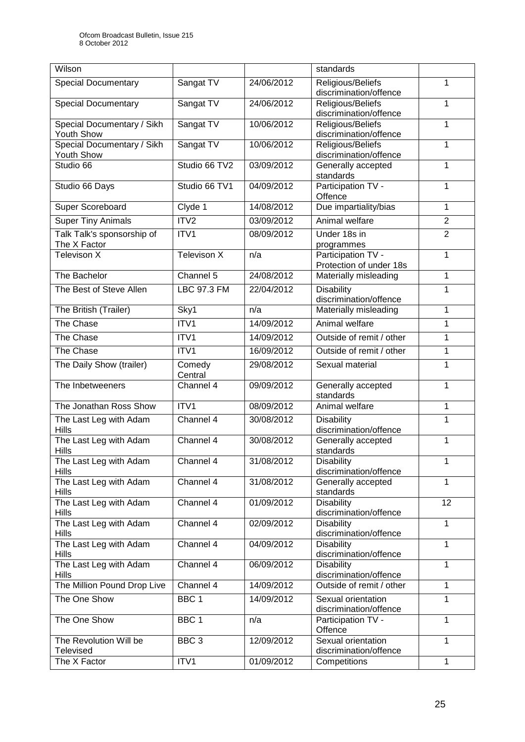| Wilson | | | standards | |
|---|---|---|---|---|
| Special Documentary | Sangat TV | 24/06/2012 | Religious/Beliefs discrimination/offence | 1 |
| Special Documentary | Sangat TV | 24/06/2012 | Religious/Beliefs discrimination/offence | 1 |
| Special Documentary / Sikh Youth Show | Sangat TV | 10/06/2012 | Religious/Beliefs discrimination/offence | 1 |
| Special Documentary / Sikh Youth Show | Sangat TV | 10/06/2012 | Religious/Beliefs discrimination/offence | 1 |
| Studio 66 | Studio 66 TV2 | 03/09/2012 | Generally accepted standards | 1 |
| Studio 66 Days | Studio 66 TV1 | 04/09/2012 | Participation TV - Offence | 1 |
| Super Scoreboard | Clyde 1 | 14/08/2012 | Due impartiality/bias | 1 |
| Super Tiny Animals | ITV2 | 03/09/2012 | Animal welfare | 2 |
| Talk Talk's sponsorship of The X Factor | ITV1 | 08/09/2012 | Under 18s in programmes | 2 |
| Televison X | Televison X | n/a | Participation TV - Protection of under 18s | 1 |
| The Bachelor | Channel 5 | 24/08/2012 | Materially misleading | 1 |
| The Best of Steve Allen | LBC 97.3 FM | 22/04/2012 | Disability discrimination/offence | 1 |
| The British (Trailer) | Sky1 | n/a | Materially misleading | 1 |
| The Chase | ITV1 | 14/09/2012 | Animal welfare | 1 |
| The Chase | ITV1 | 14/09/2012 | Outside of remit / other | 1 |
| The Chase | ITV1 | 16/09/2012 | Outside of remit / other | 1 |
| The Daily Show (trailer) | Comedy Central | 29/08/2012 | Sexual material | 1 |
| The Inbetweeners | Channel 4 | 09/09/2012 | Generally accepted standards | 1 |
| The Jonathan Ross Show | ITV1 | 08/09/2012 | Animal welfare | 1 |
| The Last Leg with Adam Hills | Channel 4 | 30/08/2012 | Disability discrimination/offence | 1 |
| The Last Leg with Adam Hills | Channel 4 | 30/08/2012 | Generally accepted standards | 1 |
| The Last Leg with Adam Hills | Channel 4 | 31/08/2012 | Disability discrimination/offence | 1 |
| The Last Leg with Adam Hills | Channel 4 | 31/08/2012 | Generally accepted standards | 1 |
| The Last Leg with Adam Hills | Channel 4 | 01/09/2012 | Disability discrimination/offence | 12 |
| The Last Leg with Adam Hills | Channel 4 | 02/09/2012 | Disability discrimination/offence | 1 |
| The Last Leg with Adam Hills | Channel 4 | 04/09/2012 | Disability discrimination/offence | 1 |
| The Last Leg with Adam Hills | Channel 4 | 06/09/2012 | Disability discrimination/offence | 1 |
| The Million Pound Drop Live | Channel 4 | 14/09/2012 | Outside of remit / other | 1 |
| The One Show | BBC 1 | 14/09/2012 | Sexual orientation discrimination/offence | 1 |
| The One Show | BBC 1 | n/a | Participation TV - Offence | 1 |
| The Revolution Will be Televised | BBC 3 | 12/09/2012 | Sexual orientation discrimination/offence | 1 |
| The X Factor | ITV1 | 01/09/2012 | Competitions | 1 |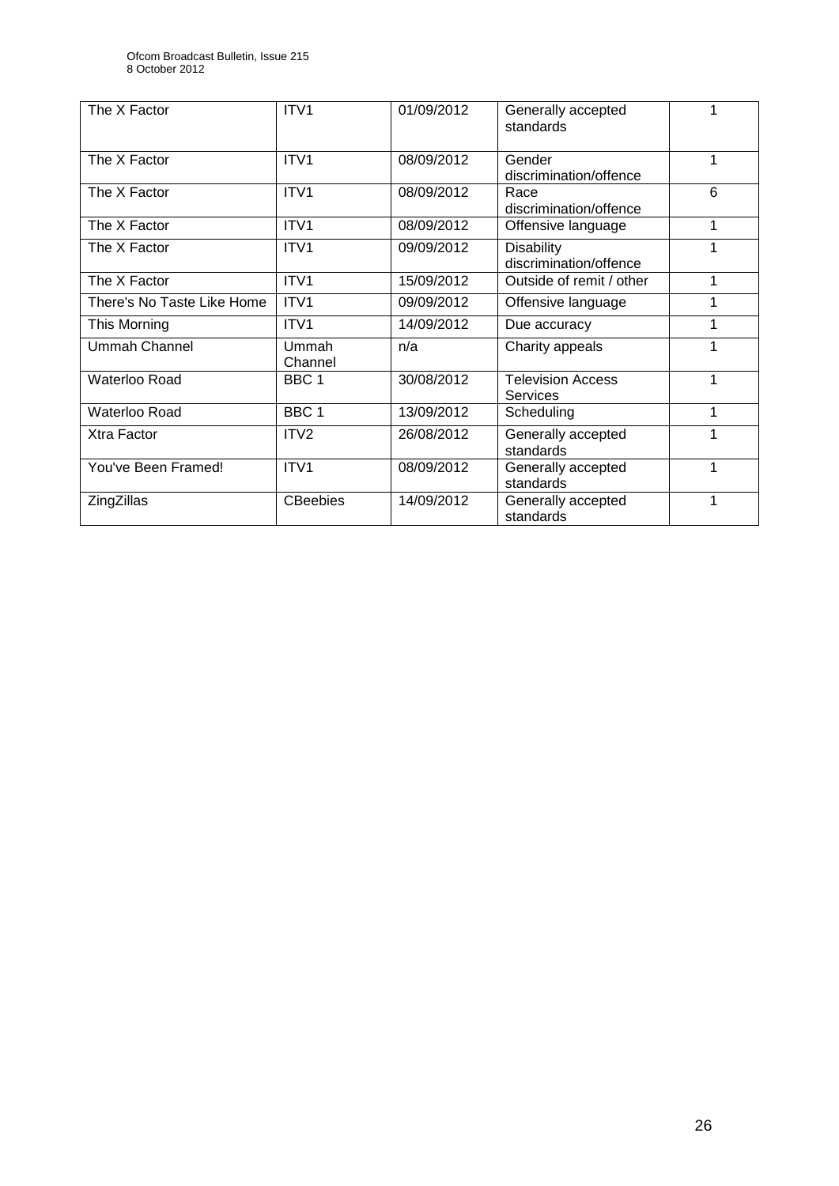| The X Factor | ITV1 | 01/09/2012 | Generally accepted standards | 1 |
|---|---|---|---|---|
| The X Factor | ITV1 | 08/09/2012 | Gender discrimination/offence | 1 |
| The X Factor | ITV1 | 08/09/2012 | Race discrimination/offence | 6 |
| The X Factor | ITV1 | 08/09/2012 | Offensive language | 1 |
| The X Factor | ITV1 | 09/09/2012 | Disability discrimination/offence | 1 |
| The X Factor | ITV1 | 15/09/2012 | Outside of remit / other | 1 |
| There's No Taste Like Home | ITV1 | 09/09/2012 | Offensive language | 1 |
| This Morning | ITV1 | 14/09/2012 | Due accuracy | 1 |
| Ummah Channel | Ummah Channel | n/a | Charity appeals | 1 |
| Waterloo Road | BBC 1 | 30/08/2012 | Television Access Services | 1 |
| Waterloo Road | BBC 1 | 13/09/2012 | Scheduling | 1 |
| Xtra Factor | ITV2 | 26/08/2012 | Generally accepted standards | 1 |
| You've Been Framed! | ITV1 | 08/09/2012 | Generally accepted standards | 1 |
| ZingZillas | CBeebies | 14/09/2012 | Generally accepted standards | 1 |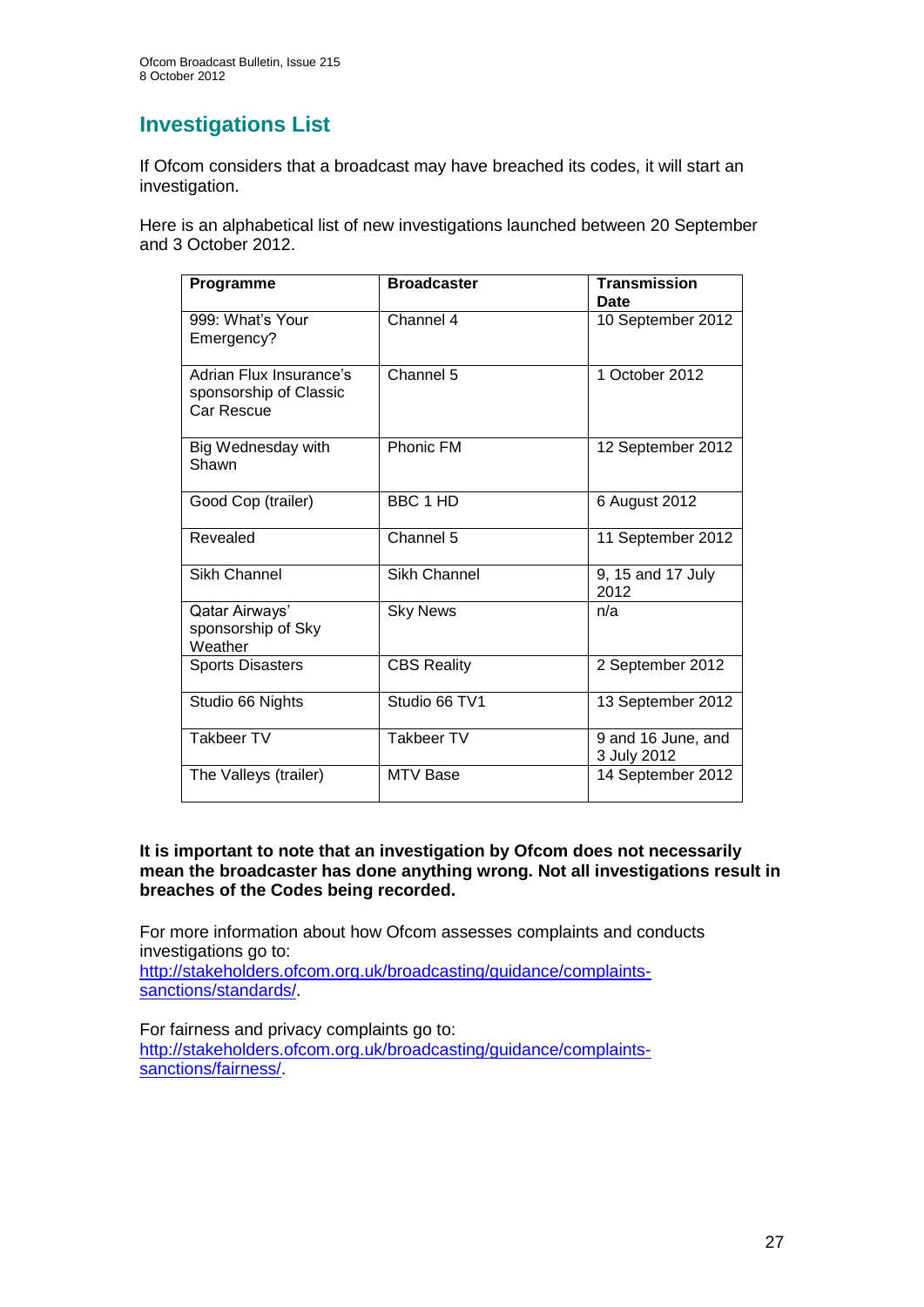## Investigations List

If Ofcom considers that a broadcast may have breached its codes, it will start an investigation.

Here is an alphabetical list of new investigations launched between 20 September and 3 October 2012.

| Programme | Broadcaster | Transmission Date |
|---|---|---|
| 999: What's Your Emergency? | Channel 4 | 10 September 2012 |
| Adrian Flux Insurance's sponsorship of Classic Car Rescue | Channel 5 | 1 October 2012 |
| Big Wednesday with Shawn | Phonic FM | 12 September 2012 |
| Good Cop (trailer) | BBC 1 HD | 6 August 2012 |
| Revealed | Channel 5 | 11 September 2012 |
| Sikh Channel | Sikh Channel | 9, 15 and 17 July 2012 |
| Qatar Airways' sponsorship of Sky Weather | Sky News | n/a |
| Sports Disasters | CBS Reality | 2 September 2012 |
| Studio 66 Nights | Studio 66 TV1 | 13 September 2012 |
| Takbeer TV | Takbeer TV | 9 and 16 June, and 3 July 2012 |
| The Valleys (trailer) | MTV Base | 14 September 2012 |

**It is important to note that an investigation by Ofcom does not necessarily mean the broadcaster has done anything wrong. Not all investigations result in breaches of the Codes being recorded.**

For more information about how Ofcom assesses complaints and conducts investigations go to:
http://stakeholders.ofcom.org.uk/broadcasting/guidance/complaints-sanctions/standards/.

For fairness and privacy complaints go to:
http://stakeholders.ofcom.org.uk/broadcasting/guidance/complaints-sanctions/fairness/.